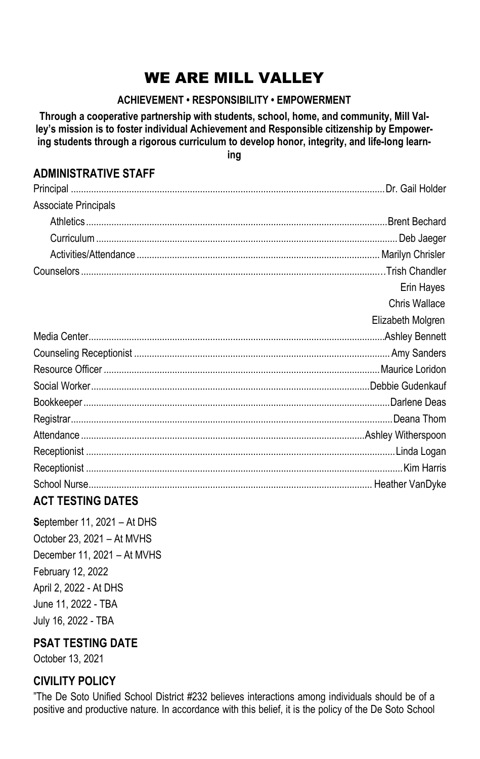# WE ARE MILL VALLEY

**ACHIEVEMENT • RESPONSIBILITY • EMPOWERMENT**

**Through a cooperative partnership with students, school, home, and community, Mill Valley's mission is to foster individual Achievement and Responsible citizenship by Empowering students through a rigorous curriculum to develop honor, integrity, and life-long learning**

## ADMINISTRATIVE STAFF

Principal .......... Dr. Gail Holder

Associate Principals

- Athletics .......... Brent Bechard
- Curriculum .......... Deb Jaeger
- Activities/Attendance .......... Marilyn Chrisler

Counselors .......... Trish Chandler
Erin Hayes
Chris Wallace
Elizabeth Molgren

Media Center .......... Ashley Bennett

Counseling Receptionist .......... Amy Sanders

Resource Officer .......... Maurice Loridon

Social Worker .......... Debbie Gudenkauf

Bookkeeper .......... Darlene Deas

Registrar .......... Deana Thom

Attendance .......... Ashley Witherspoon

Receptionist .......... Linda Logan

Receptionist .......... Kim Harris

School Nurse .......... Heather VanDyke

## ACT TESTING DATES

**S**eptember 11, 2021 – At DHS
October 23, 2021 – At MVHS
December 11, 2021 – At MVHS
February 12, 2022
April 2, 2022 - At DHS
June 11, 2022 - TBA
July 16, 2022 - TBA

## PSAT TESTING DATE

October 13, 2021

## CIVILITY POLICY

"The De Soto Unified School District #232 believes interactions among individuals should be of a positive and productive nature. In accordance with this belief, it is the policy of the De Soto School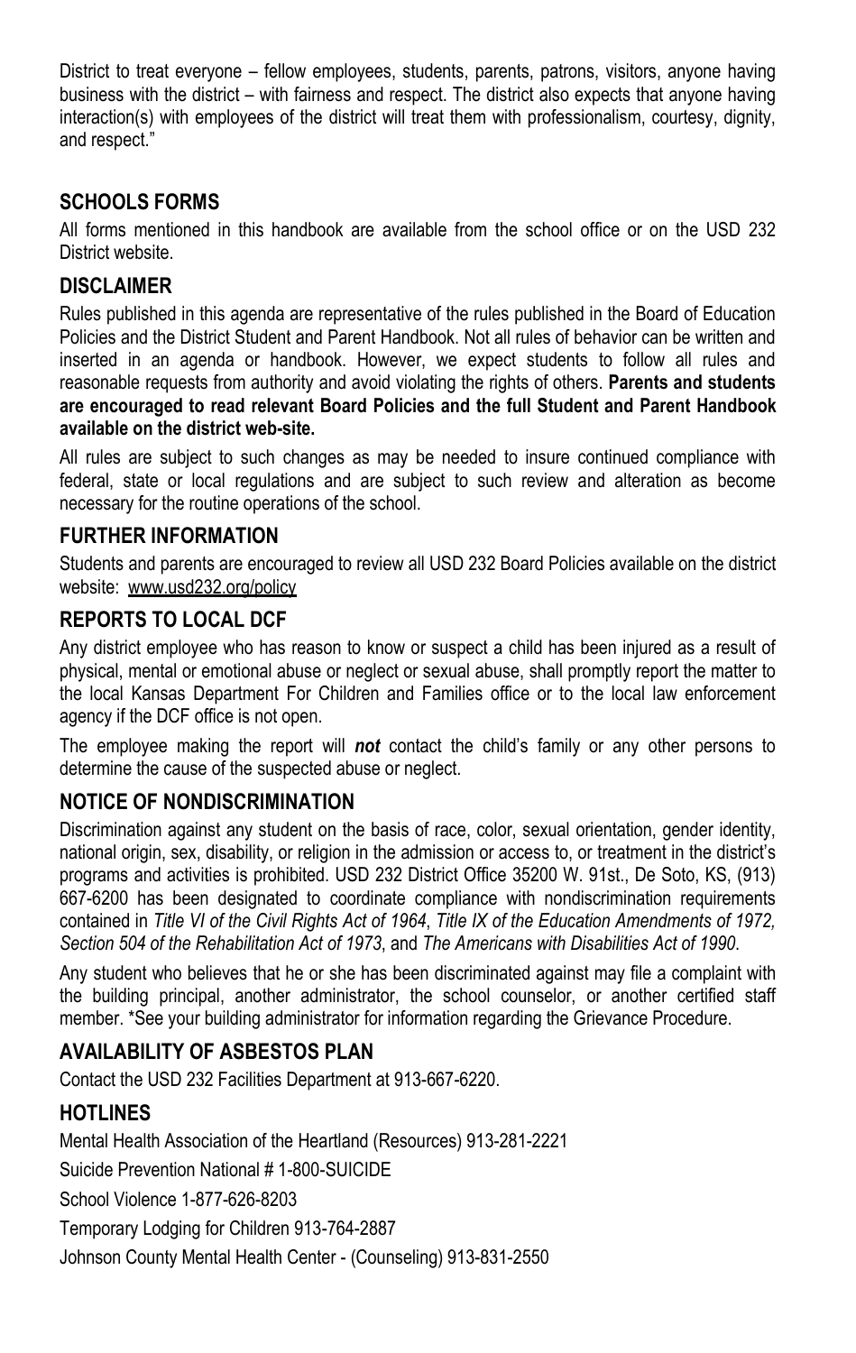District to treat everyone – fellow employees, students, parents, patrons, visitors, anyone having business with the district – with fairness and respect. The district also expects that anyone having interaction(s) with employees of the district will treat them with professionalism, courtesy, dignity, and respect."

## SCHOOLS FORMS

All forms mentioned in this handbook are available from the school office or on the USD 232 District website.

## DISCLAIMER

Rules published in this agenda are representative of the rules published in the Board of Education Policies and the District Student and Parent Handbook. Not all rules of behavior can be written and inserted in an agenda or handbook. However, we expect students to follow all rules and reasonable requests from authority and avoid violating the rights of others. **Parents and students are encouraged to read relevant Board Policies and the full Student and Parent Handbook available on the district web-site.**

All rules are subject to such changes as may be needed to insure continued compliance with federal, state or local regulations and are subject to such review and alteration as become necessary for the routine operations of the school.

## FURTHER INFORMATION

Students and parents are encouraged to review all USD 232 Board Policies available on the district website: www.usd232.org/policy

## REPORTS TO LOCAL DCF

Any district employee who has reason to know or suspect a child has been injured as a result of physical, mental or emotional abuse or neglect or sexual abuse, shall promptly report the matter to the local Kansas Department For Children and Families office or to the local law enforcement agency if the DCF office is not open.

The employee making the report will ***not*** contact the child's family or any other persons to determine the cause of the suspected abuse or neglect.

## NOTICE OF NONDISCRIMINATION

Discrimination against any student on the basis of race, color, sexual orientation, gender identity, national origin, sex, disability, or religion in the admission or access to, or treatment in the district's programs and activities is prohibited. USD 232 District Office 35200 W. 91st., De Soto, KS, (913) 667-6200 has been designated to coordinate compliance with nondiscrimination requirements contained in *Title VI of the Civil Rights Act of 1964*, *Title IX of the Education Amendments of 1972, Section 504 of the Rehabilitation Act of 1973*, and *The Americans with Disabilities Act of 1990*.

Any student who believes that he or she has been discriminated against may file a complaint with the building principal, another administrator, the school counselor, or another certified staff member. *See your building administrator for information regarding the Grievance Procedure.

## AVAILABILITY OF ASBESTOS PLAN

Contact the USD 232 Facilities Department at 913-667-6220.

## HOTLINES

Mental Health Association of the Heartland (Resources) 913-281-2221

Suicide Prevention National # 1-800-SUICIDE

School Violence 1-877-626-8203

Temporary Lodging for Children 913-764-2887

Johnson County Mental Health Center - (Counseling) 913-831-2550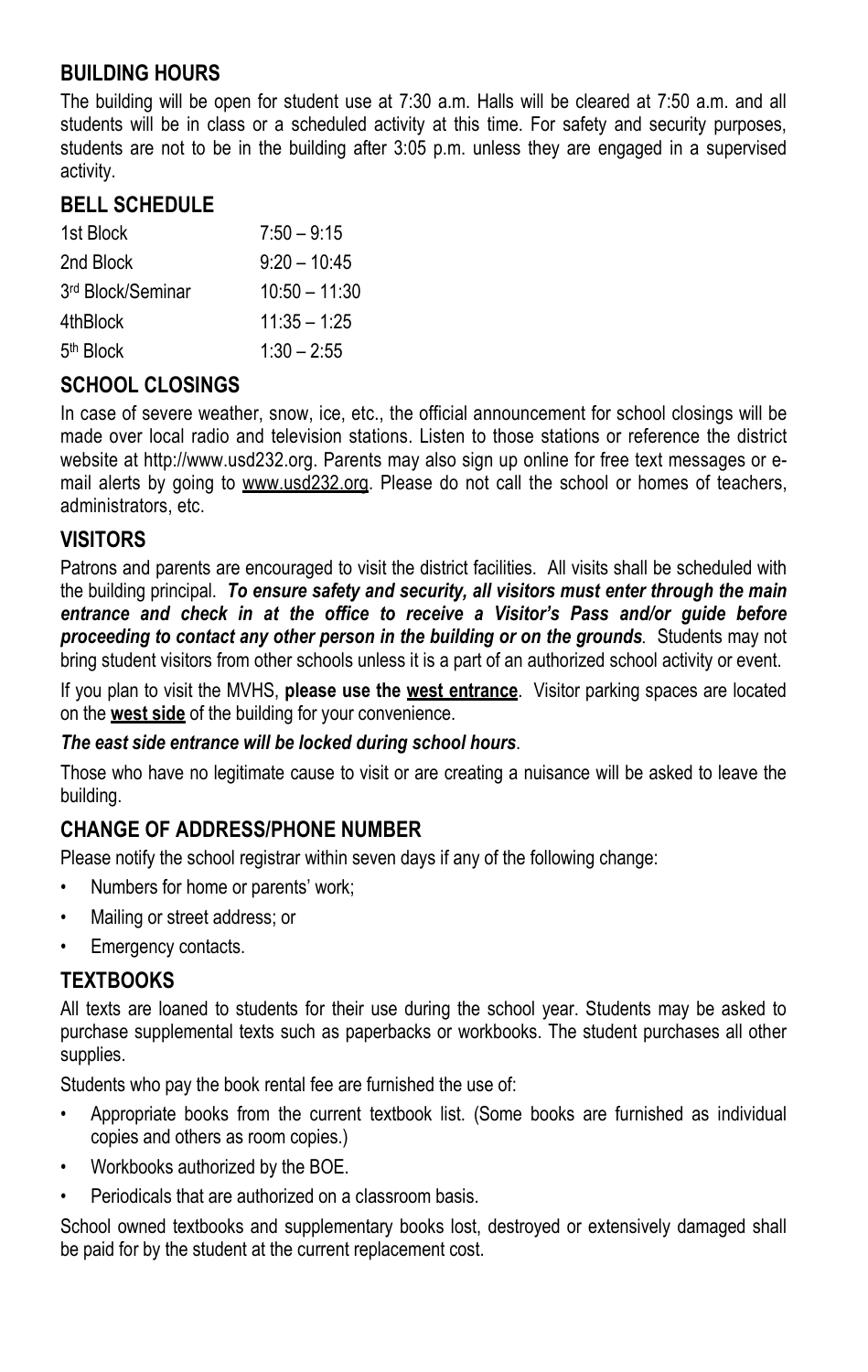## BUILDING HOURS

The building will be open for student use at 7:30 a.m. Halls will be cleared at 7:50 a.m. and all students will be in class or a scheduled activity at this time. For safety and security purposes, students are not to be in the building after 3:05 p.m. unless they are engaged in a supervised activity.

## BELL SCHEDULE

| | |
|---|---|
| 1st Block | 7:50 – 9:15 |
| 2nd Block | 9:20 – 10:45 |
| 3rd Block/Seminar | 10:50 – 11:30 |
| 4thBlock | 11:35 – 1:25 |
| 5th Block | 1:30 – 2:55 |

## SCHOOL CLOSINGS

In case of severe weather, snow, ice, etc., the official announcement for school closings will be made over local radio and television stations. Listen to those stations or reference the district website at http://www.usd232.org. Parents may also sign up online for free text messages or e-mail alerts by going to www.usd232.org. Please do not call the school or homes of teachers, administrators, etc.

## VISITORS

Patrons and parents are encouraged to visit the district facilities. All visits shall be scheduled with the building principal. ***To ensure safety and security, all visitors must enter through the main entrance and check in at the office to receive a Visitor's Pass and/or guide before proceeding to contact any other person in the building or on the grounds***. Students may not bring student visitors from other schools unless it is a part of an authorized school activity or event.

If you plan to visit the MVHS, **please use the <u>west entrance</u>**. Visitor parking spaces are located on the **<u>west side</u>** of the building for your convenience.

***The east side entrance will be locked during school hours***.

Those who have no legitimate cause to visit or are creating a nuisance will be asked to leave the building.

## CHANGE OF ADDRESS/PHONE NUMBER

Please notify the school registrar within seven days if any of the following change:

- Numbers for home or parents' work;
- Mailing or street address; or
- Emergency contacts.

## TEXTBOOKS

All texts are loaned to students for their use during the school year. Students may be asked to purchase supplemental texts such as paperbacks or workbooks. The student purchases all other supplies.

Students who pay the book rental fee are furnished the use of:

- Appropriate books from the current textbook list. (Some books are furnished as individual copies and others as room copies.)
- Workbooks authorized by the BOE.
- Periodicals that are authorized on a classroom basis.

School owned textbooks and supplementary books lost, destroyed or extensively damaged shall be paid for by the student at the current replacement cost.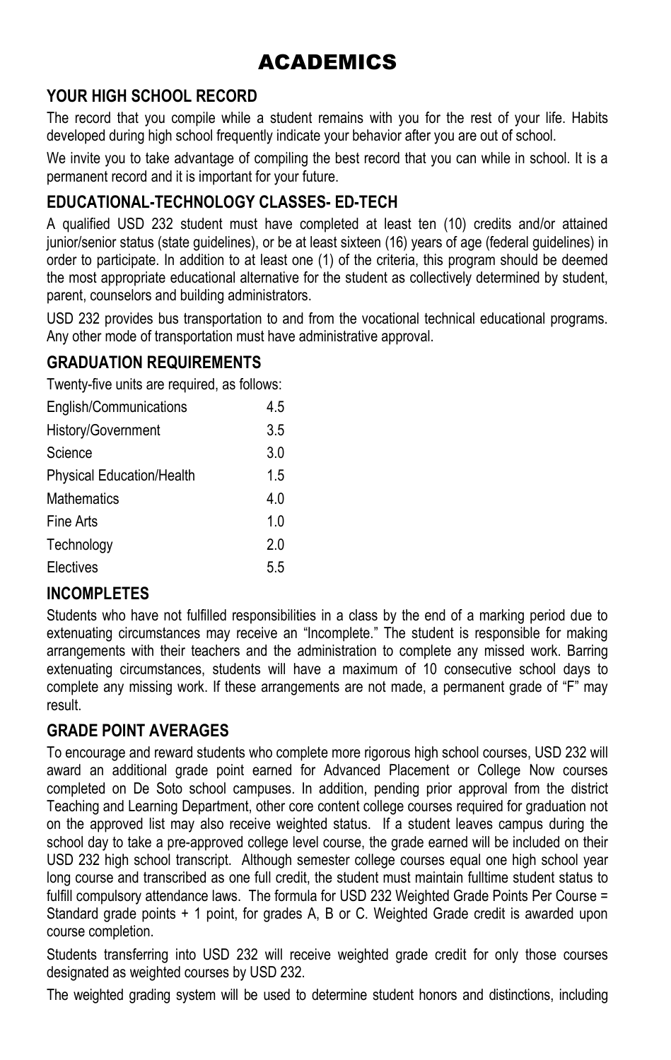# ACADEMICS

## YOUR HIGH SCHOOL RECORD

The record that you compile while a student remains with you for the rest of your life. Habits developed during high school frequently indicate your behavior after you are out of school.

We invite you to take advantage of compiling the best record that you can while in school. It is a permanent record and it is important for your future.

## EDUCATIONAL-TECHNOLOGY CLASSES- ED-TECH

A qualified USD 232 student must have completed at least ten (10) credits and/or attained junior/senior status (state guidelines), or be at least sixteen (16) years of age (federal guidelines) in order to participate. In addition to at least one (1) of the criteria, this program should be deemed the most appropriate educational alternative for the student as collectively determined by student, parent, counselors and building administrators.

USD 232 provides bus transportation to and from the vocational technical educational programs. Any other mode of transportation must have administrative approval.

## GRADUATION REQUIREMENTS

Twenty-five units are required, as follows:

| | |
|---|---|
| English/Communications | 4.5 |
| History/Government | 3.5 |
| Science | 3.0 |
| Physical Education/Health | 1.5 |
| Mathematics | 4.0 |
| Fine Arts | 1.0 |
| Technology | 2.0 |
| Electives | 5.5 |

## INCOMPLETES

Students who have not fulfilled responsibilities in a class by the end of a marking period due to extenuating circumstances may receive an "Incomplete." The student is responsible for making arrangements with their teachers and the administration to complete any missed work. Barring extenuating circumstances, students will have a maximum of 10 consecutive school days to complete any missing work. If these arrangements are not made, a permanent grade of "F" may result.

## GRADE POINT AVERAGES

To encourage and reward students who complete more rigorous high school courses, USD 232 will award an additional grade point earned for Advanced Placement or College Now courses completed on De Soto school campuses. In addition, pending prior approval from the district Teaching and Learning Department, other core content college courses required for graduation not on the approved list may also receive weighted status. If a student leaves campus during the school day to take a pre-approved college level course, the grade earned will be included on their USD 232 high school transcript. Although semester college courses equal one high school year long course and transcribed as one full credit, the student must maintain fulltime student status to fulfill compulsory attendance laws. The formula for USD 232 Weighted Grade Points Per Course = Standard grade points + 1 point, for grades A, B or C. Weighted Grade credit is awarded upon course completion.

Students transferring into USD 232 will receive weighted grade credit for only those courses designated as weighted courses by USD 232.

The weighted grading system will be used to determine student honors and distinctions, including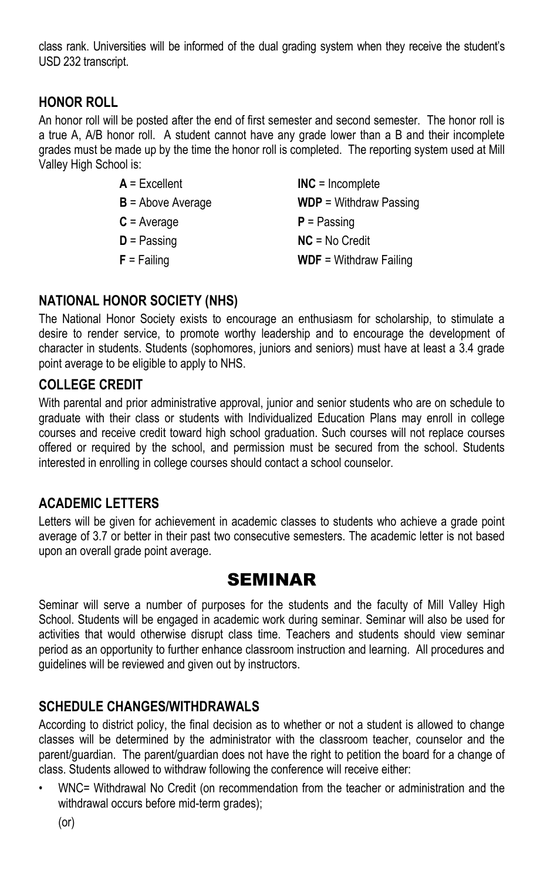class rank. Universities will be informed of the dual grading system when they receive the student's USD 232 transcript.

### HONOR ROLL

An honor roll will be posted after the end of first semester and second semester. The honor roll is a true A, A/B honor roll. A student cannot have any grade lower than a B and their incomplete grades must be made up by the time the honor roll is completed. The reporting system used at Mill Valley High School is:

| | |
|---|---|
| **A** = Excellent | **INC** = Incomplete |
| **B** = Above Average | **WDP** = Withdraw Passing |
| **C** = Average | **P** = Passing |
| **D** = Passing | **NC** = No Credit |
| **F** = Failing | **WDF** = Withdraw Failing |

### NATIONAL HONOR SOCIETY (NHS)

The National Honor Society exists to encourage an enthusiasm for scholarship, to stimulate a desire to render service, to promote worthy leadership and to encourage the development of character in students. Students (sophomores, juniors and seniors) must have at least a 3.4 grade point average to be eligible to apply to NHS.

### COLLEGE CREDIT

With parental and prior administrative approval, junior and senior students who are on schedule to graduate with their class or students with Individualized Education Plans may enroll in college courses and receive credit toward high school graduation. Such courses will not replace courses offered or required by the school, and permission must be secured from the school. Students interested in enrolling in college courses should contact a school counselor.

### ACADEMIC LETTERS

Letters will be given for achievement in academic classes to students who achieve a grade point average of 3.7 or better in their past two consecutive semesters. The academic letter is not based upon an overall grade point average.

## SEMINAR

Seminar will serve a number of purposes for the students and the faculty of Mill Valley High School. Students will be engaged in academic work during seminar. Seminar will also be used for activities that would otherwise disrupt class time. Teachers and students should view seminar period as an opportunity to further enhance classroom instruction and learning. All procedures and guidelines will be reviewed and given out by instructors.

### SCHEDULE CHANGES/WITHDRAWALS

According to district policy, the final decision as to whether or not a student is allowed to change classes will be determined by the administrator with the classroom teacher, counselor and the parent/guardian. The parent/guardian does not have the right to petition the board for a change of class. Students allowed to withdraw following the conference will receive either:

- WNC= Withdrawal No Credit (on recommendation from the teacher or administration and the withdrawal occurs before mid-term grades);

  (or)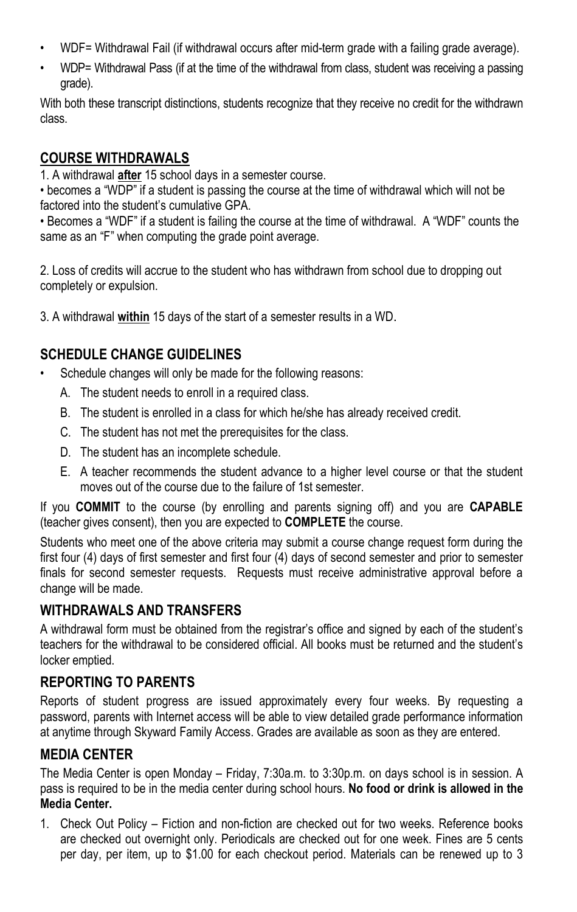- WDF= Withdrawal Fail (if withdrawal occurs after mid-term grade with a failing grade average).
- WDP= Withdrawal Pass (if at the time of the withdrawal from class, student was receiving a passing grade).

With both these transcript distinctions, students recognize that they receive no credit for the withdrawn class.

## COURSE WITHDRAWALS

1. A withdrawal **after** 15 school days in a semester course.

• becomes a "WDP" if a student is passing the course at the time of withdrawal which will not be factored into the student's cumulative GPA.

• Becomes a "WDF" if a student is failing the course at the time of withdrawal. A "WDF" counts the same as an "F" when computing the grade point average.

2. Loss of credits will accrue to the student who has withdrawn from school due to dropping out completely or expulsion.

3. A withdrawal **within** 15 days of the start of a semester results in a WD.

## SCHEDULE CHANGE GUIDELINES

- Schedule changes will only be made for the following reasons:
  - A. The student needs to enroll in a required class.
  - B. The student is enrolled in a class for which he/she has already received credit.
  - C. The student has not met the prerequisites for the class.
  - D. The student has an incomplete schedule.
  - E. A teacher recommends the student advance to a higher level course or that the student moves out of the course due to the failure of 1st semester.

If you **COMMIT** to the course (by enrolling and parents signing off) and you are **CAPABLE** (teacher gives consent), then you are expected to **COMPLETE** the course.

Students who meet one of the above criteria may submit a course change request form during the first four (4) days of first semester and first four (4) days of second semester and prior to semester finals for second semester requests. Requests must receive administrative approval before a change will be made.

## WITHDRAWALS AND TRANSFERS

A withdrawal form must be obtained from the registrar's office and signed by each of the student's teachers for the withdrawal to be considered official. All books must be returned and the student's locker emptied.

## REPORTING TO PARENTS

Reports of student progress are issued approximately every four weeks. By requesting a password, parents with Internet access will be able to view detailed grade performance information at anytime through Skyward Family Access. Grades are available as soon as they are entered.

## MEDIA CENTER

The Media Center is open Monday – Friday, 7:30a.m. to 3:30p.m. on days school is in session. A pass is required to be in the media center during school hours. **No food or drink is allowed in the Media Center.**

1. Check Out Policy – Fiction and non-fiction are checked out for two weeks. Reference books are checked out overnight only. Periodicals are checked out for one week. Fines are 5 cents per day, per item, up to $1.00 for each checkout period. Materials can be renewed up to 3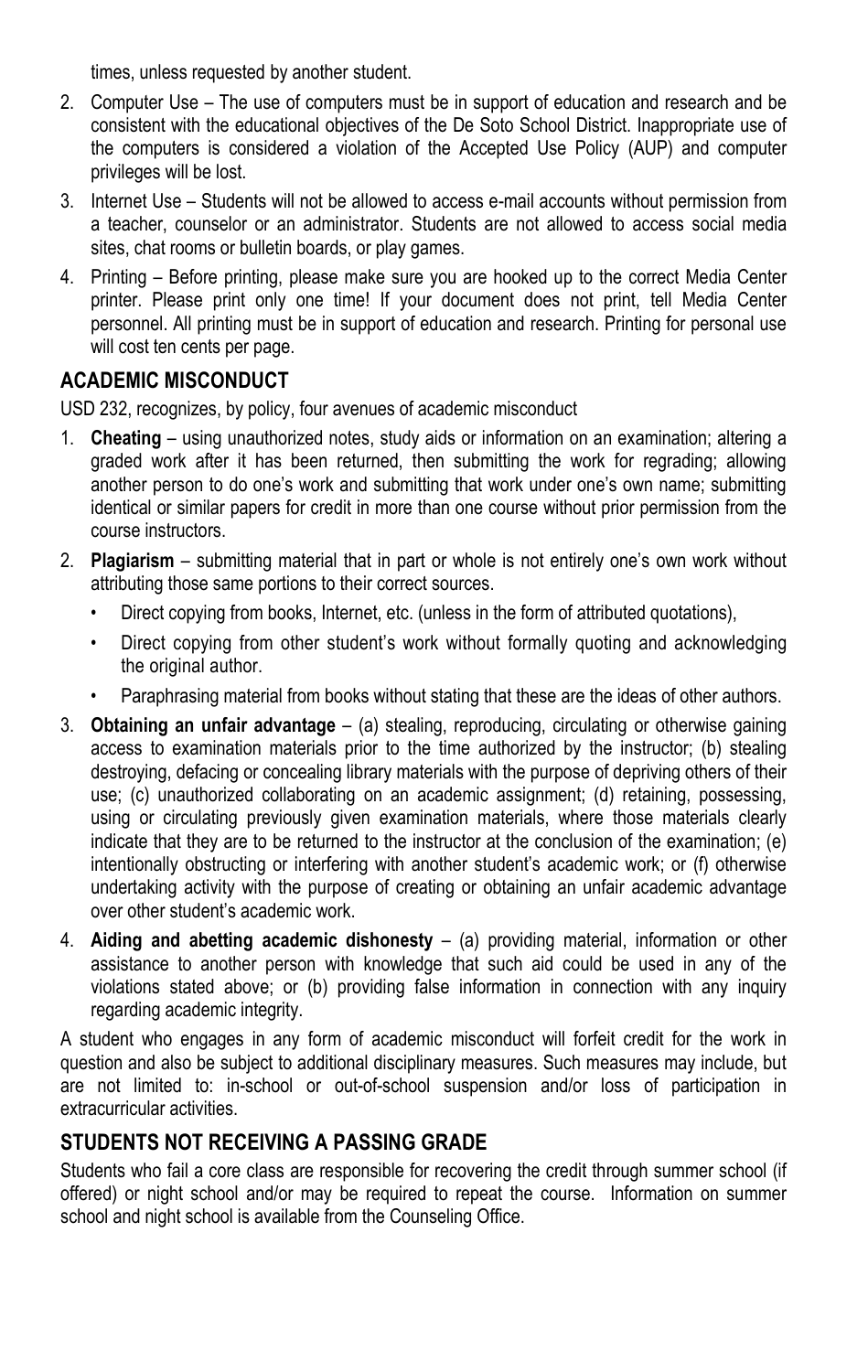times, unless requested by another student.

2. Computer Use – The use of computers must be in support of education and research and be consistent with the educational objectives of the De Soto School District. Inappropriate use of the computers is considered a violation of the Accepted Use Policy (AUP) and computer privileges will be lost.
3. Internet Use – Students will not be allowed to access e-mail accounts without permission from a teacher, counselor or an administrator. Students are not allowed to access social media sites, chat rooms or bulletin boards, or play games.
4. Printing – Before printing, please make sure you are hooked up to the correct Media Center printer. Please print only one time! If your document does not print, tell Media Center personnel. All printing must be in support of education and research. Printing for personal use will cost ten cents per page.

## ACADEMIC MISCONDUCT

USD 232, recognizes, by policy, four avenues of academic misconduct

1. **Cheating** – using unauthorized notes, study aids or information on an examination; altering a graded work after it has been returned, then submitting the work for regrading; allowing another person to do one's work and submitting that work under one's own name; submitting identical or similar papers for credit in more than one course without prior permission from the course instructors.
2. **Plagiarism** – submitting material that in part or whole is not entirely one's own work without attributing those same portions to their correct sources.
   - Direct copying from books, Internet, etc. (unless in the form of attributed quotations),
   - Direct copying from other student's work without formally quoting and acknowledging the original author.
   - Paraphrasing material from books without stating that these are the ideas of other authors.
3. **Obtaining an unfair advantage** – (a) stealing, reproducing, circulating or otherwise gaining access to examination materials prior to the time authorized by the instructor; (b) stealing destroying, defacing or concealing library materials with the purpose of depriving others of their use; (c) unauthorized collaborating on an academic assignment; (d) retaining, possessing, using or circulating previously given examination materials, where those materials clearly indicate that they are to be returned to the instructor at the conclusion of the examination; (e) intentionally obstructing or interfering with another student's academic work; or (f) otherwise undertaking activity with the purpose of creating or obtaining an unfair academic advantage over other student's academic work.
4. **Aiding and abetting academic dishonesty** – (a) providing material, information or other assistance to another person with knowledge that such aid could be used in any of the violations stated above; or (b) providing false information in connection with any inquiry regarding academic integrity.

A student who engages in any form of academic misconduct will forfeit credit for the work in question and also be subject to additional disciplinary measures. Such measures may include, but are not limited to: in-school or out-of-school suspension and/or loss of participation in extracurricular activities.

## STUDENTS NOT RECEIVING A PASSING GRADE

Students who fail a core class are responsible for recovering the credit through summer school (if offered) or night school and/or may be required to repeat the course. Information on summer school and night school is available from the Counseling Office.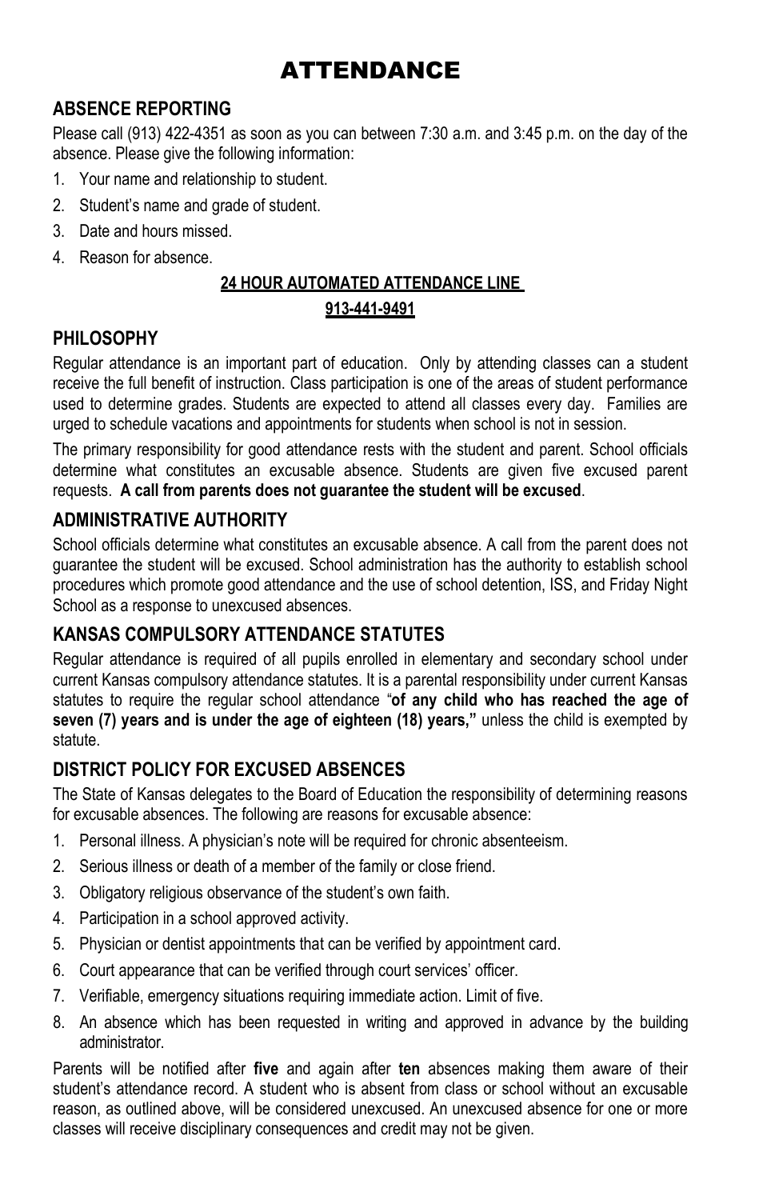# ATTENDANCE

## ABSENCE REPORTING

Please call (913) 422-4351 as soon as you can between 7:30 a.m. and 3:45 p.m. on the day of the absence. Please give the following information:

1. Your name and relationship to student.
2. Student's name and grade of student.
3. Date and hours missed.
4. Reason for absence.

**24 HOUR AUTOMATED ATTENDANCE LINE**

**913-441-9491**

## PHILOSOPHY

Regular attendance is an important part of education. Only by attending classes can a student receive the full benefit of instruction. Class participation is one of the areas of student performance used to determine grades. Students are expected to attend all classes every day. Families are urged to schedule vacations and appointments for students when school is not in session.

The primary responsibility for good attendance rests with the student and parent. School officials determine what constitutes an excusable absence. Students are given five excused parent requests. **A call from parents does not guarantee the student will be excused**.

## ADMINISTRATIVE AUTHORITY

School officials determine what constitutes an excusable absence. A call from the parent does not guarantee the student will be excused. School administration has the authority to establish school procedures which promote good attendance and the use of school detention, ISS, and Friday Night School as a response to unexcused absences.

## KANSAS COMPULSORY ATTENDANCE STATUTES

Regular attendance is required of all pupils enrolled in elementary and secondary school under current Kansas compulsory attendance statutes. It is a parental responsibility under current Kansas statutes to require the regular school attendance "**of any child who has reached the age of seven (7) years and is under the age of eighteen (18) years,"** unless the child is exempted by statute.

## DISTRICT POLICY FOR EXCUSED ABSENCES

The State of Kansas delegates to the Board of Education the responsibility of determining reasons for excusable absences. The following are reasons for excusable absence:

1. Personal illness. A physician's note will be required for chronic absenteeism.
2. Serious illness or death of a member of the family or close friend.
3. Obligatory religious observance of the student's own faith.
4. Participation in a school approved activity.
5. Physician or dentist appointments that can be verified by appointment card.
6. Court appearance that can be verified through court services' officer.
7. Verifiable, emergency situations requiring immediate action. Limit of five.
8. An absence which has been requested in writing and approved in advance by the building administrator.

Parents will be notified after **five** and again after **ten** absences making them aware of their student's attendance record. A student who is absent from class or school without an excusable reason, as outlined above, will be considered unexcused. An unexcused absence for one or more classes will receive disciplinary consequences and credit may not be given.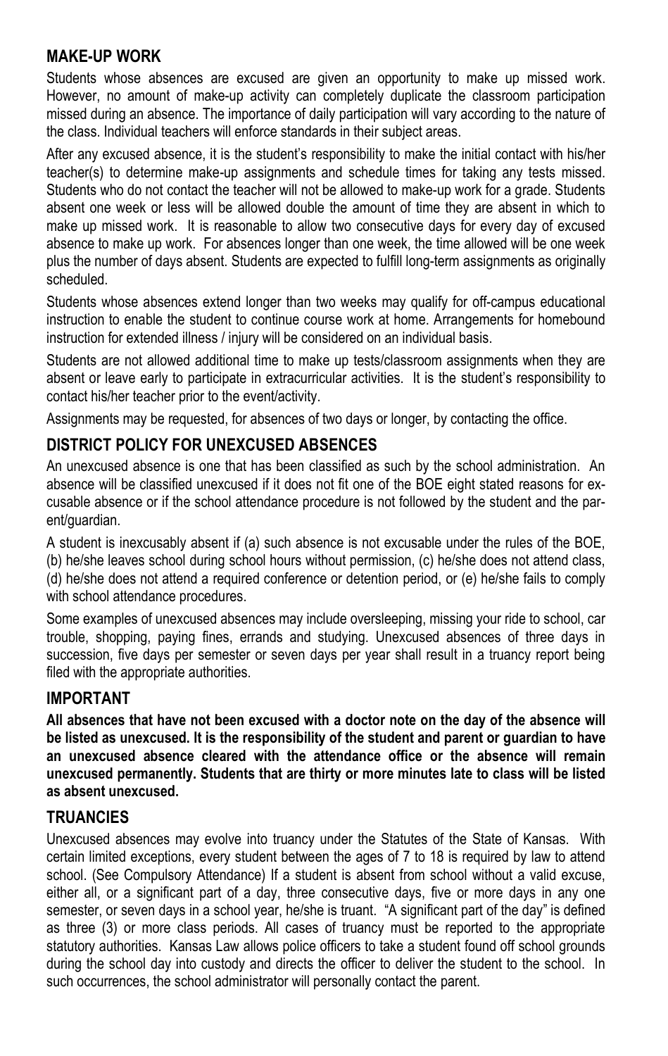## MAKE-UP WORK

Students whose absences are excused are given an opportunity to make up missed work. However, no amount of make-up activity can completely duplicate the classroom participation missed during an absence. The importance of daily participation will vary according to the nature of the class. Individual teachers will enforce standards in their subject areas.

After any excused absence, it is the student's responsibility to make the initial contact with his/her teacher(s) to determine make-up assignments and schedule times for taking any tests missed. Students who do not contact the teacher will not be allowed to make-up work for a grade. Students absent one week or less will be allowed double the amount of time they are absent in which to make up missed work. It is reasonable to allow two consecutive days for every day of excused absence to make up work. For absences longer than one week, the time allowed will be one week plus the number of days absent. Students are expected to fulfill long-term assignments as originally scheduled.

Students whose absences extend longer than two weeks may qualify for off-campus educational instruction to enable the student to continue course work at home. Arrangements for homebound instruction for extended illness / injury will be considered on an individual basis.

Students are not allowed additional time to make up tests/classroom assignments when they are absent or leave early to participate in extracurricular activities. It is the student's responsibility to contact his/her teacher prior to the event/activity.

Assignments may be requested, for absences of two days or longer, by contacting the office.

## DISTRICT POLICY FOR UNEXCUSED ABSENCES

An unexcused absence is one that has been classified as such by the school administration. An absence will be classified unexcused if it does not fit one of the BOE eight stated reasons for excusable absence or if the school attendance procedure is not followed by the student and the parent/guardian.

A student is inexcusably absent if (a) such absence is not excusable under the rules of the BOE, (b) he/she leaves school during school hours without permission, (c) he/she does not attend class, (d) he/she does not attend a required conference or detention period, or (e) he/she fails to comply with school attendance procedures.

Some examples of unexcused absences may include oversleeping, missing your ride to school, car trouble, shopping, paying fines, errands and studying. Unexcused absences of three days in succession, five days per semester or seven days per year shall result in a truancy report being filed with the appropriate authorities.

## IMPORTANT

**All absences that have not been excused with a doctor note on the day of the absence will be listed as unexcused. It is the responsibility of the student and parent or guardian to have an unexcused absence cleared with the attendance office or the absence will remain unexcused permanently. Students that are thirty or more minutes late to class will be listed as absent unexcused.**

## TRUANCIES

Unexcused absences may evolve into truancy under the Statutes of the State of Kansas. With certain limited exceptions, every student between the ages of 7 to 18 is required by law to attend school. (See Compulsory Attendance) If a student is absent from school without a valid excuse, either all, or a significant part of a day, three consecutive days, five or more days in any one semester, or seven days in a school year, he/she is truant. "A significant part of the day" is defined as three (3) or more class periods. All cases of truancy must be reported to the appropriate statutory authorities. Kansas Law allows police officers to take a student found off school grounds during the school day into custody and directs the officer to deliver the student to the school. In such occurrences, the school administrator will personally contact the parent.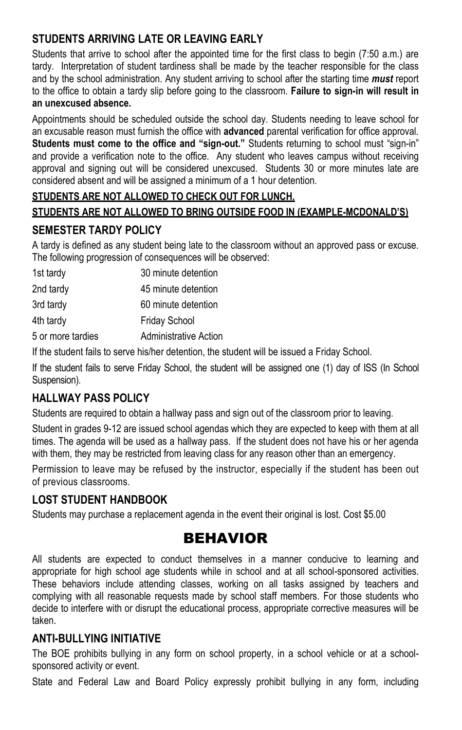## STUDENTS ARRIVING LATE OR LEAVING EARLY

Students that arrive to school after the appointed time for the first class to begin (7:50 a.m.) are tardy. Interpretation of student tardiness shall be made by the teacher responsible for the class and by the school administration. Any student arriving to school after the starting time ***must*** report to the office to obtain a tardy slip before going to the classroom. **Failure to sign-in will result in an unexcused absence.**

Appointments should be scheduled outside the school day. Students needing to leave school for an excusable reason must furnish the office with **advanced** parental verification for office approval. **Students must come to the office and "sign-out."** Students returning to school must "sign-in" and provide a verification note to the office. Any student who leaves campus without receiving approval and signing out will be considered unexcused. Students 30 or more minutes late are considered absent and will be assigned a minimum of a 1 hour detention.

**STUDENTS ARE NOT ALLOWED TO CHECK OUT FOR LUNCH.**

**STUDENTS ARE NOT ALLOWED TO BRING OUTSIDE FOOD IN (EXAMPLE-MCDONALD'S)**

## SEMESTER TARDY POLICY

A tardy is defined as any student being late to the classroom without an approved pass or excuse. The following progression of consequences will be observed:

| | |
|---|---|
| 1st tardy | 30 minute detention |
| 2nd tardy | 45 minute detention |
| 3rd tardy | 60 minute detention |
| 4th tardy | Friday School |
| 5 or more tardies | Administrative Action |

If the student fails to serve his/her detention, the student will be issued a Friday School.

If the student fails to serve Friday School, the student will be assigned one (1) day of ISS (In School Suspension).

## HALLWAY PASS POLICY

Students are required to obtain a hallway pass and sign out of the classroom prior to leaving.

Student in grades 9-12 are issued school agendas which they are expected to keep with them at all times. The agenda will be used as a hallway pass. If the student does not have his or her agenda with them, they may be restricted from leaving class for any reason other than an emergency.

Permission to leave may be refused by the instructor, especially if the student has been out of previous classrooms.

## LOST STUDENT HANDBOOK

Students may purchase a replacement agenda in the event their original is lost. Cost $5.00

# BEHAVIOR

All students are expected to conduct themselves in a manner conducive to learning and appropriate for high school age students while in school and at all school-sponsored activities. These behaviors include attending classes, working on all tasks assigned by teachers and complying with all reasonable requests made by school staff members. For those students who decide to interfere with or disrupt the educational process, appropriate corrective measures will be taken.

## ANTI-BULLYING INITIATIVE

The BOE prohibits bullying in any form on school property, in a school vehicle or at a school-sponsored activity or event.

State and Federal Law and Board Policy expressly prohibit bullying in any form, including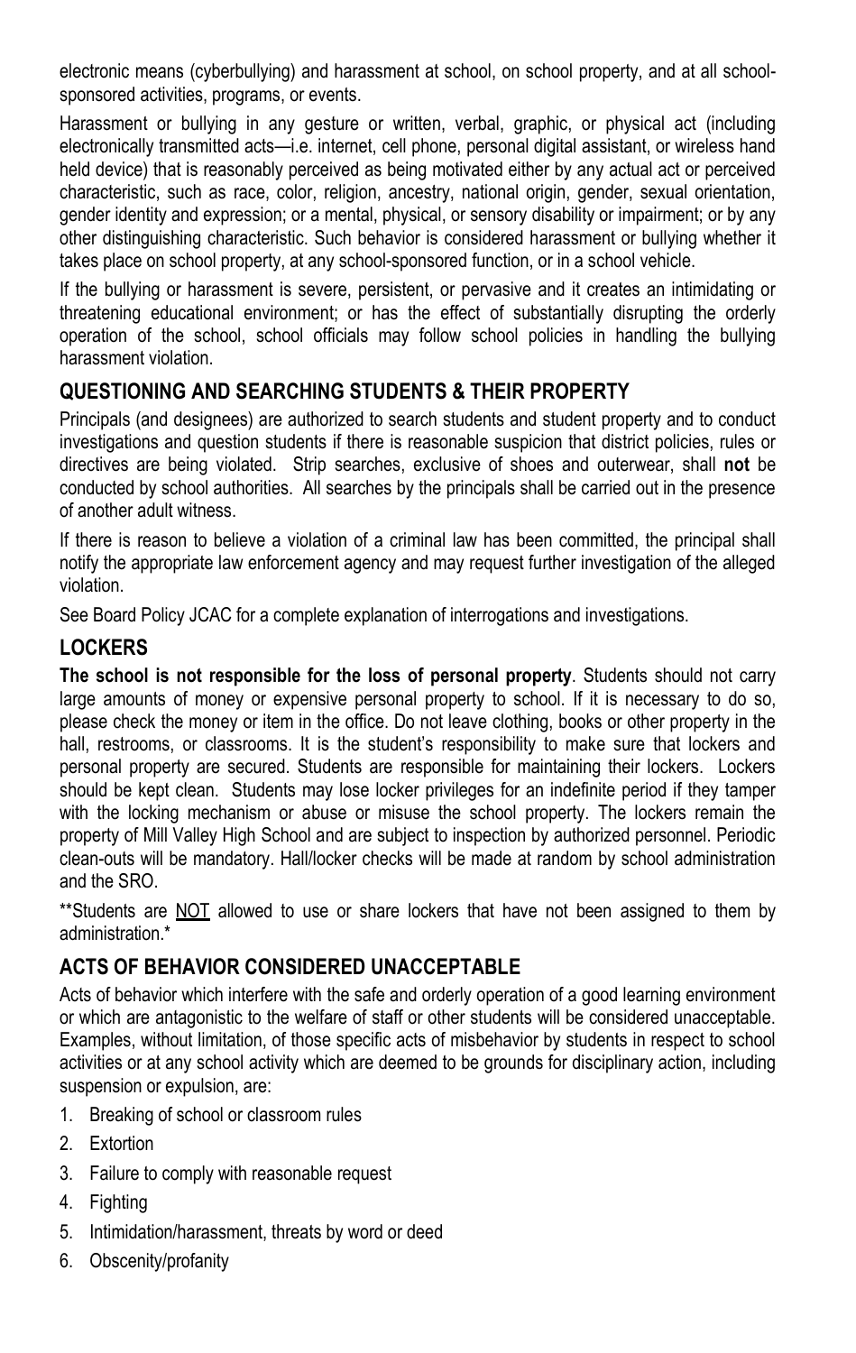electronic means (cyberbullying) and harassment at school, on school property, and at all school-sponsored activities, programs, or events.

Harassment or bullying in any gesture or written, verbal, graphic, or physical act (including electronically transmitted acts—i.e. internet, cell phone, personal digital assistant, or wireless hand held device) that is reasonably perceived as being motivated either by any actual act or perceived characteristic, such as race, color, religion, ancestry, national origin, gender, sexual orientation, gender identity and expression; or a mental, physical, or sensory disability or impairment; or by any other distinguishing characteristic. Such behavior is considered harassment or bullying whether it takes place on school property, at any school-sponsored function, or in a school vehicle.

If the bullying or harassment is severe, persistent, or pervasive and it creates an intimidating or threatening educational environment; or has the effect of substantially disrupting the orderly operation of the school, school officials may follow school policies in handling the bullying harassment violation.

## QUESTIONING AND SEARCHING STUDENTS & THEIR PROPERTY

Principals (and designees) are authorized to search students and student property and to conduct investigations and question students if there is reasonable suspicion that district policies, rules or directives are being violated. Strip searches, exclusive of shoes and outerwear, shall **not** be conducted by school authorities. All searches by the principals shall be carried out in the presence of another adult witness.

If there is reason to believe a violation of a criminal law has been committed, the principal shall notify the appropriate law enforcement agency and may request further investigation of the alleged violation.

See Board Policy JCAC for a complete explanation of interrogations and investigations.

## LOCKERS

**The school is not responsible for the loss of personal property**. Students should not carry large amounts of money or expensive personal property to school. If it is necessary to do so, please check the money or item in the office. Do not leave clothing, books or other property in the hall, restrooms, or classrooms. It is the student's responsibility to make sure that lockers and personal property are secured. Students are responsible for maintaining their lockers. Lockers should be kept clean. Students may lose locker privileges for an indefinite period if they tamper with the locking mechanism or abuse or misuse the school property. The lockers remain the property of Mill Valley High School and are subject to inspection by authorized personnel. Periodic clean-outs will be mandatory. Hall/locker checks will be made at random by school administration and the SRO.

**Students are <u>NOT</u> allowed to use or share lockers that have not been assigned to them by administration.*

## ACTS OF BEHAVIOR CONSIDERED UNACCEPTABLE

Acts of behavior which interfere with the safe and orderly operation of a good learning environment or which are antagonistic to the welfare of staff or other students will be considered unacceptable. Examples, without limitation, of those specific acts of misbehavior by students in respect to school activities or at any school activity which are deemed to be grounds for disciplinary action, including suspension or expulsion, are:

1. Breaking of school or classroom rules
2. Extortion
3. Failure to comply with reasonable request
4. Fighting
5. Intimidation/harassment, threats by word or deed
6. Obscenity/profanity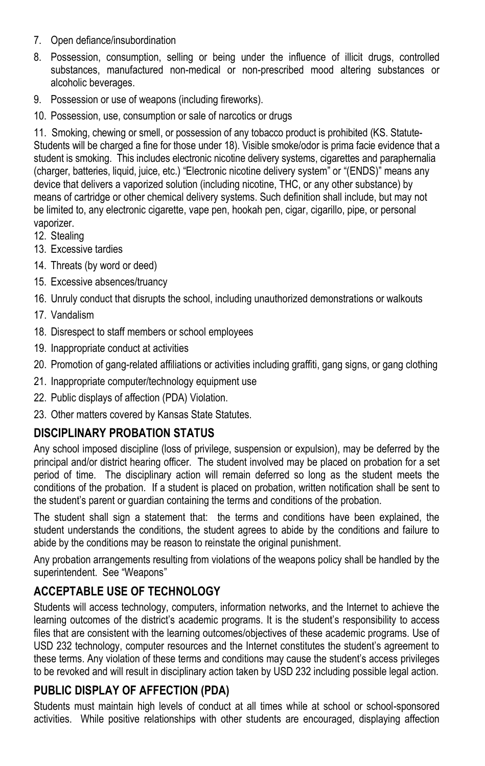7. Open defiance/insubordination
8. Possession, consumption, selling or being under the influence of illicit drugs, controlled substances, manufactured non-medical or non-prescribed mood altering substances or alcoholic beverages.
9. Possession or use of weapons (including fireworks).
10. Possession, use, consumption or sale of narcotics or drugs
11. Smoking, chewing or smell, or possession of any tobacco product is prohibited (KS. Statute- Students will be charged a fine for those under 18). Visible smoke/odor is prima facie evidence that a student is smoking. This includes electronic nicotine delivery systems, cigarettes and paraphernalia (charger, batteries, liquid, juice, etc.) "Electronic nicotine delivery system" or "(ENDS)" means any device that delivers a vaporized solution (including nicotine, THC, or any other substance) by means of cartridge or other chemical delivery systems. Such definition shall include, but may not be limited to, any electronic cigarette, vape pen, hookah pen, cigar, cigarillo, pipe, or personal vaporizer.
12. Stealing
13. Excessive tardies
14. Threats (by word or deed)
15. Excessive absences/truancy
16. Unruly conduct that disrupts the school, including unauthorized demonstrations or walkouts
17. Vandalism
18. Disrespect to staff members or school employees
19. Inappropriate conduct at activities
20. Promotion of gang-related affiliations or activities including graffiti, gang signs, or gang clothing
21. Inappropriate computer/technology equipment use
22. Public displays of affection (PDA) Violation.
23. Other matters covered by Kansas State Statutes.

## DISCIPLINARY PROBATION STATUS

Any school imposed discipline (loss of privilege, suspension or expulsion), may be deferred by the principal and/or district hearing officer. The student involved may be placed on probation for a set period of time. The disciplinary action will remain deferred so long as the student meets the conditions of the probation. If a student is placed on probation, written notification shall be sent to the student's parent or guardian containing the terms and conditions of the probation.

The student shall sign a statement that: the terms and conditions have been explained, the student understands the conditions, the student agrees to abide by the conditions and failure to abide by the conditions may be reason to reinstate the original punishment.

Any probation arrangements resulting from violations of the weapons policy shall be handled by the superintendent. See "Weapons"

## ACCEPTABLE USE OF TECHNOLOGY

Students will access technology, computers, information networks, and the Internet to achieve the learning outcomes of the district's academic programs. It is the student's responsibility to access files that are consistent with the learning outcomes/objectives of these academic programs. Use of USD 232 technology, computer resources and the Internet constitutes the student's agreement to these terms. Any violation of these terms and conditions may cause the student's access privileges to be revoked and will result in disciplinary action taken by USD 232 including possible legal action.

## PUBLIC DISPLAY OF AFFECTION (PDA)

Students must maintain high levels of conduct at all times while at school or school-sponsored activities. While positive relationships with other students are encouraged, displaying affection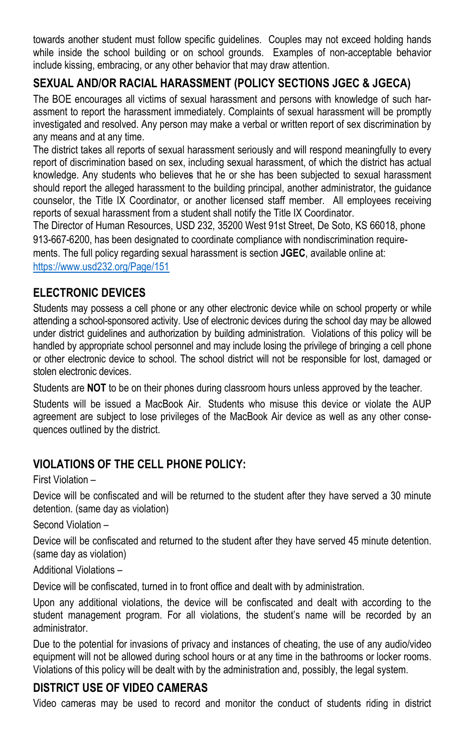towards another student must follow specific guidelines. Couples may not exceed holding hands while inside the school building or on school grounds. Examples of non-acceptable behavior include kissing, embracing, or any other behavior that may draw attention.

## SEXUAL AND/OR RACIAL HARASSMENT (POLICY SECTIONS JGEC & JGECA)

The BOE encourages all victims of sexual harassment and persons with knowledge of such harassment to report the harassment immediately. Complaints of sexual harassment will be promptly investigated and resolved. Any person may make a verbal or written report of sex discrimination by any means and at any time.

The district takes all reports of sexual harassment seriously and will respond meaningfully to every report of discrimination based on sex, including sexual harassment, of which the district has actual knowledge. Any students who believes that he or she has been subjected to sexual harassment should report the alleged harassment to the building principal, another administrator, the guidance counselor, the Title IX Coordinator, or another licensed staff member. All employees receiving reports of sexual harassment from a student shall notify the Title IX Coordinator.

The Director of Human Resources, USD 232, 35200 West 91st Street, De Soto, KS 66018, phone 913-667-6200, has been designated to coordinate compliance with nondiscrimination requirements. The full policy regarding sexual harassment is section **JGEC**, available online at: https://www.usd232.org/Page/151

## ELECTRONIC DEVICES

Students may possess a cell phone or any other electronic device while on school property or while attending a school-sponsored activity. Use of electronic devices during the school day may be allowed under district guidelines and authorization by building administration. Violations of this policy will be handled by appropriate school personnel and may include losing the privilege of bringing a cell phone or other electronic device to school. The school district will not be responsible for lost, damaged or stolen electronic devices.

Students are **NOT** to be on their phones during classroom hours unless approved by the teacher.

Students will be issued a MacBook Air. Students who misuse this device or violate the AUP agreement are subject to lose privileges of the MacBook Air device as well as any other consequences outlined by the district.

## VIOLATIONS OF THE CELL PHONE POLICY:

First Violation –

Device will be confiscated and will be returned to the student after they have served a 30 minute detention. (same day as violation)

Second Violation –

Device will be confiscated and returned to the student after they have served 45 minute detention. (same day as violation)

Additional Violations –

Device will be confiscated, turned in to front office and dealt with by administration.

Upon any additional violations, the device will be confiscated and dealt with according to the student management program. For all violations, the student's name will be recorded by an administrator.

Due to the potential for invasions of privacy and instances of cheating, the use of any audio/video equipment will not be allowed during school hours or at any time in the bathrooms or locker rooms. Violations of this policy will be dealt with by the administration and, possibly, the legal system.

## DISTRICT USE OF VIDEO CAMERAS

Video cameras may be used to record and monitor the conduct of students riding in district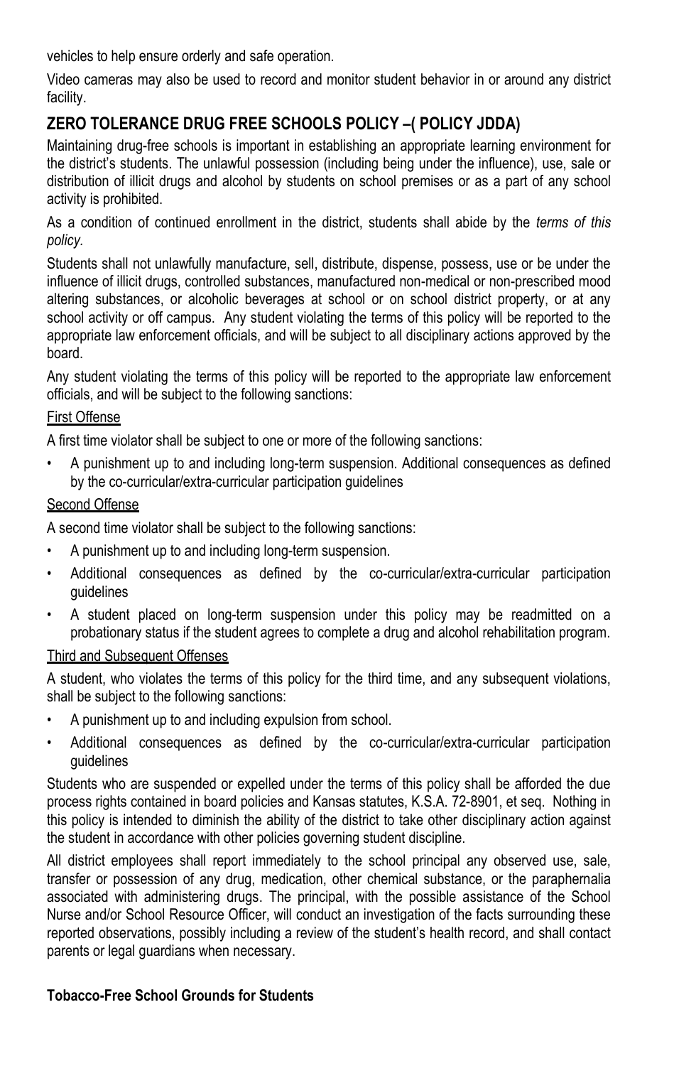vehicles to help ensure orderly and safe operation.

Video cameras may also be used to record and monitor student behavior in or around any district facility.

## ZERO TOLERANCE DRUG FREE SCHOOLS POLICY –( POLICY JDDA)

Maintaining drug-free schools is important in establishing an appropriate learning environment for the district's students. The unlawful possession (including being under the influence), use, sale or distribution of illicit drugs and alcohol by students on school premises or as a part of any school activity is prohibited.

As a condition of continued enrollment in the district, students shall abide by the *terms of this policy.*

Students shall not unlawfully manufacture, sell, distribute, dispense, possess, use or be under the influence of illicit drugs, controlled substances, manufactured non-medical or non-prescribed mood altering substances, or alcoholic beverages at school or on school district property, or at any school activity or off campus. Any student violating the terms of this policy will be reported to the appropriate law enforcement officials, and will be subject to all disciplinary actions approved by the board.

Any student violating the terms of this policy will be reported to the appropriate law enforcement officials, and will be subject to the following sanctions:

First Offense

A first time violator shall be subject to one or more of the following sanctions:

- A punishment up to and including long-term suspension. Additional consequences as defined by the co-curricular/extra-curricular participation guidelines

Second Offense

A second time violator shall be subject to the following sanctions:

- A punishment up to and including long-term suspension.
- Additional consequences as defined by the co-curricular/extra-curricular participation guidelines
- A student placed on long-term suspension under this policy may be readmitted on a probationary status if the student agrees to complete a drug and alcohol rehabilitation program.

Third and Subsequent Offenses

A student, who violates the terms of this policy for the third time, and any subsequent violations, shall be subject to the following sanctions:

- A punishment up to and including expulsion from school.
- Additional consequences as defined by the co-curricular/extra-curricular participation guidelines

Students who are suspended or expelled under the terms of this policy shall be afforded the due process rights contained in board policies and Kansas statutes, K.S.A. 72-8901, et seq. Nothing in this policy is intended to diminish the ability of the district to take other disciplinary action against the student in accordance with other policies governing student discipline.

All district employees shall report immediately to the school principal any observed use, sale, transfer or possession of any drug, medication, other chemical substance, or the paraphernalia associated with administering drugs. The principal, with the possible assistance of the School Nurse and/or School Resource Officer, will conduct an investigation of the facts surrounding these reported observations, possibly including a review of the student's health record, and shall contact parents or legal guardians when necessary.

**Tobacco-Free School Grounds for Students**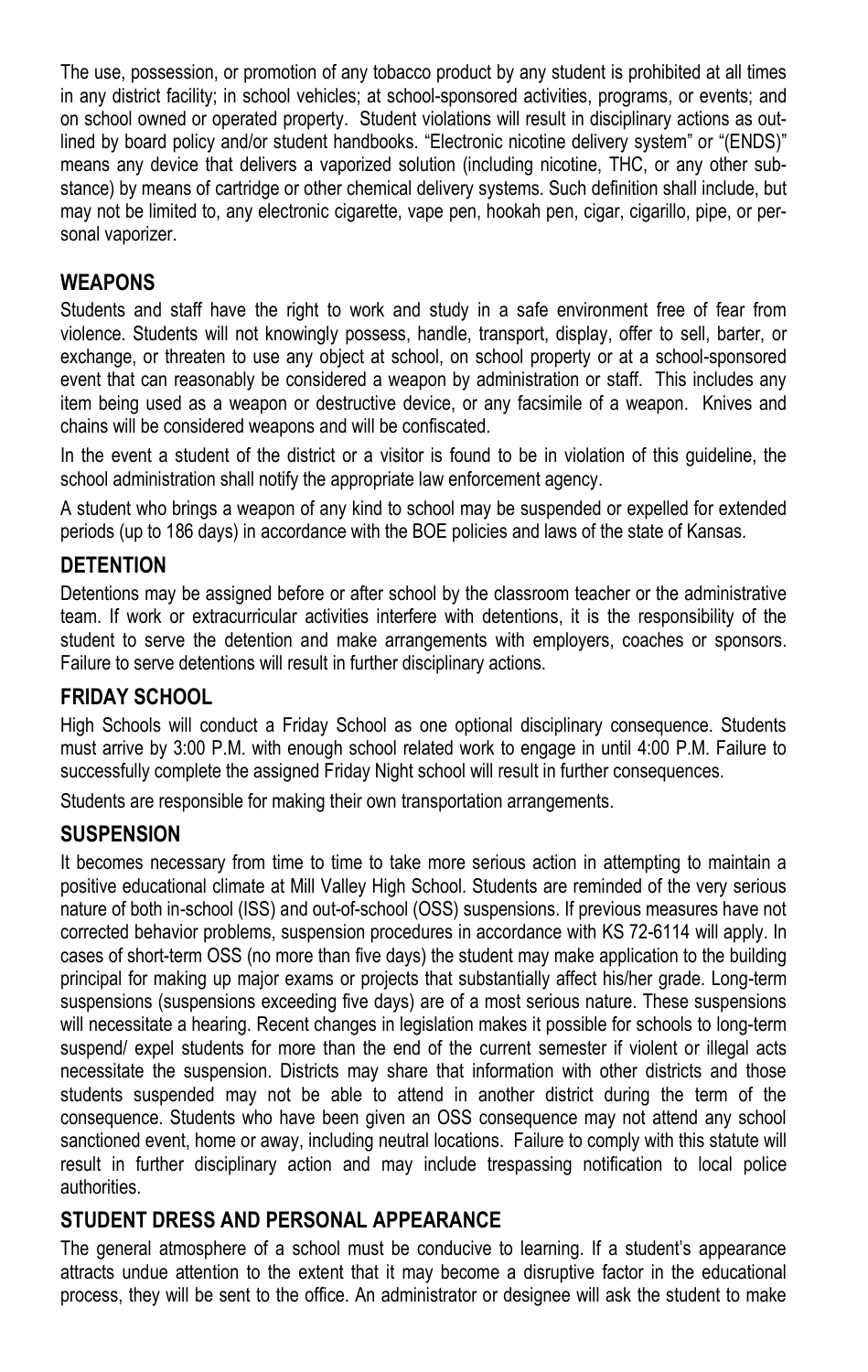The use, possession, or promotion of any tobacco product by any student is prohibited at all times in any district facility; in school vehicles; at school-sponsored activities, programs, or events; and on school owned or operated property. Student violations will result in disciplinary actions as outlined by board policy and/or student handbooks. "Electronic nicotine delivery system" or "(ENDS)" means any device that delivers a vaporized solution (including nicotine, THC, or any other substance) by means of cartridge or other chemical delivery systems. Such definition shall include, but may not be limited to, any electronic cigarette, vape pen, hookah pen, cigar, cigarillo, pipe, or personal vaporizer.

## WEAPONS

Students and staff have the right to work and study in a safe environment free of fear from violence. Students will not knowingly possess, handle, transport, display, offer to sell, barter, or exchange, or threaten to use any object at school, on school property or at a school-sponsored event that can reasonably be considered a weapon by administration or staff. This includes any item being used as a weapon or destructive device, or any facsimile of a weapon. Knives and chains will be considered weapons and will be confiscated.

In the event a student of the district or a visitor is found to be in violation of this guideline, the school administration shall notify the appropriate law enforcement agency.

A student who brings a weapon of any kind to school may be suspended or expelled for extended periods (up to 186 days) in accordance with the BOE policies and laws of the state of Kansas.

## DETENTION

Detentions may be assigned before or after school by the classroom teacher or the administrative team. If work or extracurricular activities interfere with detentions, it is the responsibility of the student to serve the detention and make arrangements with employers, coaches or sponsors. Failure to serve detentions will result in further disciplinary actions.

## FRIDAY SCHOOL

High Schools will conduct a Friday School as one optional disciplinary consequence. Students must arrive by 3:00 P.M. with enough school related work to engage in until 4:00 P.M. Failure to successfully complete the assigned Friday Night school will result in further consequences.

Students are responsible for making their own transportation arrangements.

## SUSPENSION

It becomes necessary from time to time to take more serious action in attempting to maintain a positive educational climate at Mill Valley High School. Students are reminded of the very serious nature of both in-school (ISS) and out-of-school (OSS) suspensions. If previous measures have not corrected behavior problems, suspension procedures in accordance with KS 72-6114 will apply. In cases of short-term OSS (no more than five days) the student may make application to the building principal for making up major exams or projects that substantially affect his/her grade. Long-term suspensions (suspensions exceeding five days) are of a most serious nature. These suspensions will necessitate a hearing. Recent changes in legislation makes it possible for schools to long-term suspend/ expel students for more than the end of the current semester if violent or illegal acts necessitate the suspension. Districts may share that information with other districts and those students suspended may not be able to attend in another district during the term of the consequence. Students who have been given an OSS consequence may not attend any school sanctioned event, home or away, including neutral locations. Failure to comply with this statute will result in further disciplinary action and may include trespassing notification to local police authorities.

## STUDENT DRESS AND PERSONAL APPEARANCE

The general atmosphere of a school must be conducive to learning. If a student's appearance attracts undue attention to the extent that it may become a disruptive factor in the educational process, they will be sent to the office. An administrator or designee will ask the student to make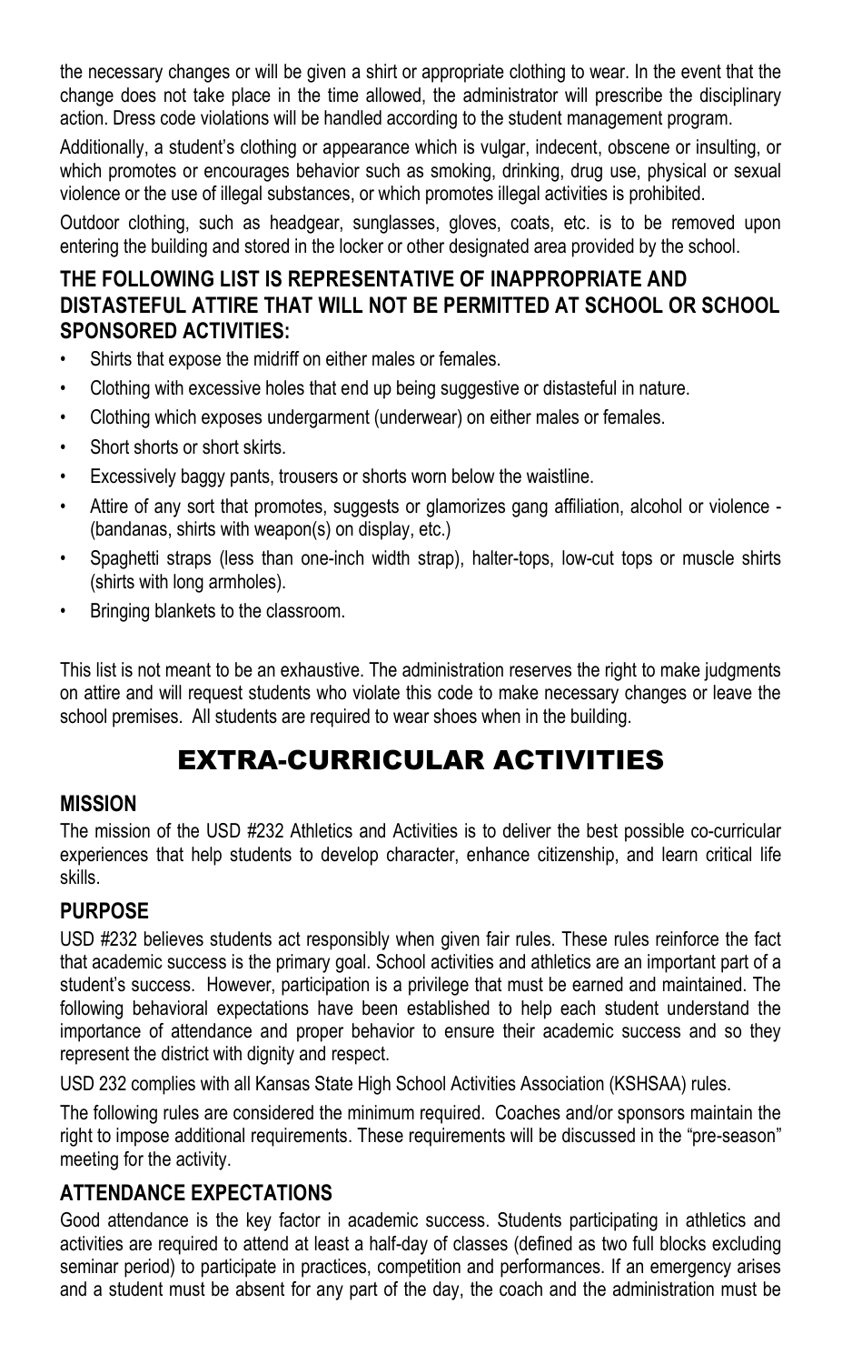the necessary changes or will be given a shirt or appropriate clothing to wear. In the event that the change does not take place in the time allowed, the administrator will prescribe the disciplinary action. Dress code violations will be handled according to the student management program.

Additionally, a student's clothing or appearance which is vulgar, indecent, obscene or insulting, or which promotes or encourages behavior such as smoking, drinking, drug use, physical or sexual violence or the use of illegal substances, or which promotes illegal activities is prohibited.

Outdoor clothing, such as headgear, sunglasses, gloves, coats, etc. is to be removed upon entering the building and stored in the locker or other designated area provided by the school.

**THE FOLLOWING LIST IS REPRESENTATIVE OF INAPPROPRIATE AND DISTASTEFUL ATTIRE THAT WILL NOT BE PERMITTED AT SCHOOL OR SCHOOL SPONSORED ACTIVITIES:**

- Shirts that expose the midriff on either males or females.
- Clothing with excessive holes that end up being suggestive or distasteful in nature.
- Clothing which exposes undergarment (underwear) on either males or females.
- Short shorts or short skirts.
- Excessively baggy pants, trousers or shorts worn below the waistline.
- Attire of any sort that promotes, suggests or glamorizes gang affiliation, alcohol or violence - (bandanas, shirts with weapon(s) on display, etc.)
- Spaghetti straps (less than one-inch width strap), halter-tops, low-cut tops or muscle shirts (shirts with long armholes).
- Bringing blankets to the classroom.

This list is not meant to be an exhaustive. The administration reserves the right to make judgments on attire and will request students who violate this code to make necessary changes or leave the school premises. All students are required to wear shoes when in the building.

# EXTRA-CURRICULAR ACTIVITIES

## MISSION

The mission of the USD #232 Athletics and Activities is to deliver the best possible co-curricular experiences that help students to develop character, enhance citizenship, and learn critical life skills.

## PURPOSE

USD #232 believes students act responsibly when given fair rules. These rules reinforce the fact that academic success is the primary goal. School activities and athletics are an important part of a student's success. However, participation is a privilege that must be earned and maintained. The following behavioral expectations have been established to help each student understand the importance of attendance and proper behavior to ensure their academic success and so they represent the district with dignity and respect.

USD 232 complies with all Kansas State High School Activities Association (KSHSAA) rules.

The following rules are considered the minimum required. Coaches and/or sponsors maintain the right to impose additional requirements. These requirements will be discussed in the "pre-season" meeting for the activity.

## ATTENDANCE EXPECTATIONS

Good attendance is the key factor in academic success. Students participating in athletics and activities are required to attend at least a half-day of classes (defined as two full blocks excluding seminar period) to participate in practices, competition and performances. If an emergency arises and a student must be absent for any part of the day, the coach and the administration must be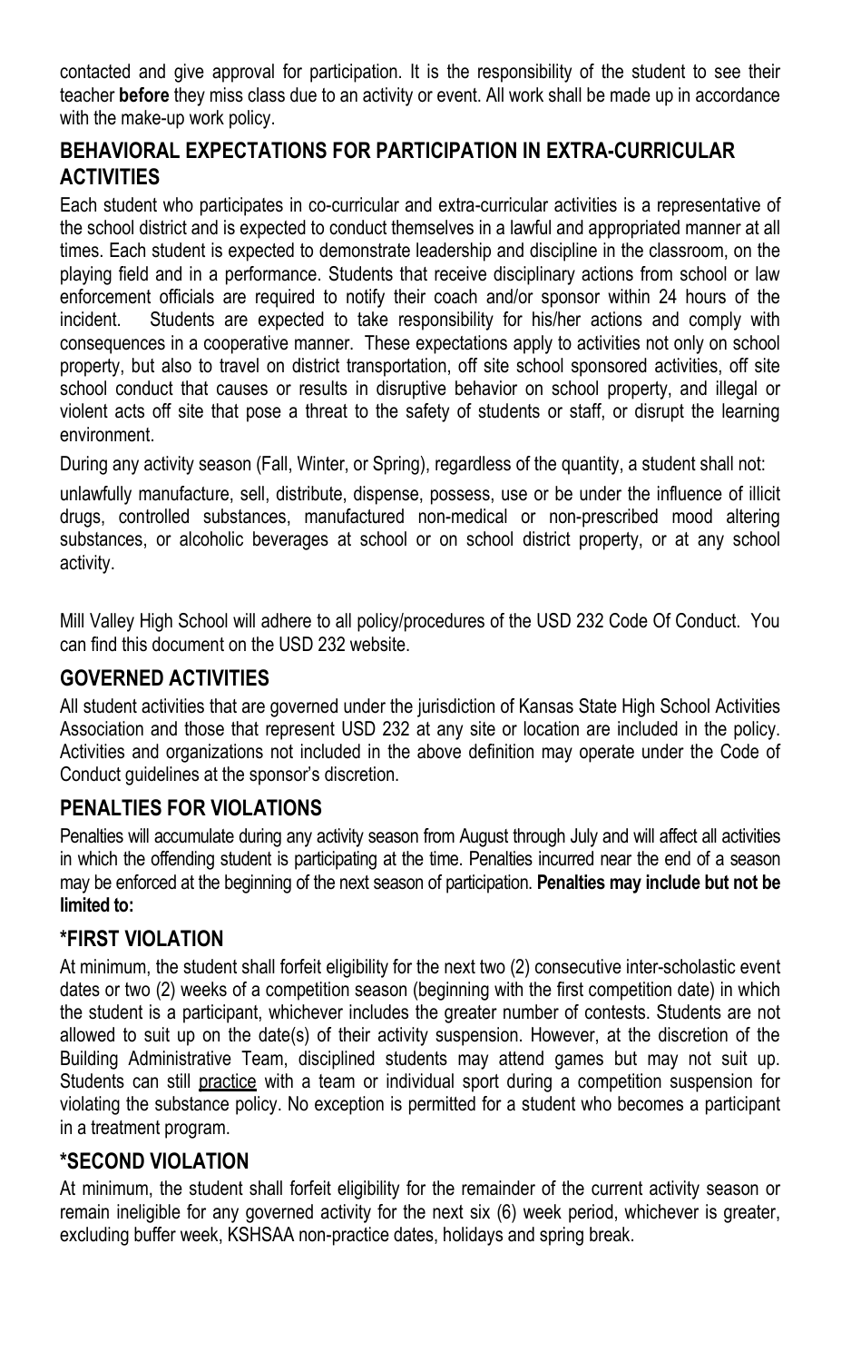contacted and give approval for participation. It is the responsibility of the student to see their teacher **before** they miss class due to an activity or event. All work shall be made up in accordance with the make-up work policy.

## BEHAVIORAL EXPECTATIONS FOR PARTICIPATION IN EXTRA-CURRICULAR ACTIVITIES

Each student who participates in co-curricular and extra-curricular activities is a representative of the school district and is expected to conduct themselves in a lawful and appropriated manner at all times. Each student is expected to demonstrate leadership and discipline in the classroom, on the playing field and in a performance. Students that receive disciplinary actions from school or law enforcement officials are required to notify their coach and/or sponsor within 24 hours of the incident. Students are expected to take responsibility for his/her actions and comply with consequences in a cooperative manner. These expectations apply to activities not only on school property, but also to travel on district transportation, off site school sponsored activities, off site school conduct that causes or results in disruptive behavior on school property, and illegal or violent acts off site that pose a threat to the safety of students or staff, or disrupt the learning environment.

During any activity season (Fall, Winter, or Spring), regardless of the quantity, a student shall not:

unlawfully manufacture, sell, distribute, dispense, possess, use or be under the influence of illicit drugs, controlled substances, manufactured non-medical or non-prescribed mood altering substances, or alcoholic beverages at school or on school district property, or at any school activity.

Mill Valley High School will adhere to all policy/procedures of the USD 232 Code Of Conduct. You can find this document on the USD 232 website.

## GOVERNED ACTIVITIES

All student activities that are governed under the jurisdiction of Kansas State High School Activities Association and those that represent USD 232 at any site or location are included in the policy. Activities and organizations not included in the above definition may operate under the Code of Conduct guidelines at the sponsor's discretion.

## PENALTIES FOR VIOLATIONS

Penalties will accumulate during any activity season from August through July and will affect all activities in which the offending student is participating at the time. Penalties incurred near the end of a season may be enforced at the beginning of the next season of participation. **Penalties may include but not be limited to:**

## *FIRST VIOLATION

At minimum, the student shall forfeit eligibility for the next two (2) consecutive inter-scholastic event dates or two (2) weeks of a competition season (beginning with the first competition date) in which the student is a participant, whichever includes the greater number of contests. Students are not allowed to suit up on the date(s) of their activity suspension. However, at the discretion of the Building Administrative Team, disciplined students may attend games but may not suit up. Students can still practice with a team or individual sport during a competition suspension for violating the substance policy. No exception is permitted for a student who becomes a participant in a treatment program.

## *SECOND VIOLATION

At minimum, the student shall forfeit eligibility for the remainder of the current activity season or remain ineligible for any governed activity for the next six (6) week period, whichever is greater, excluding buffer week, KSHSAA non-practice dates, holidays and spring break.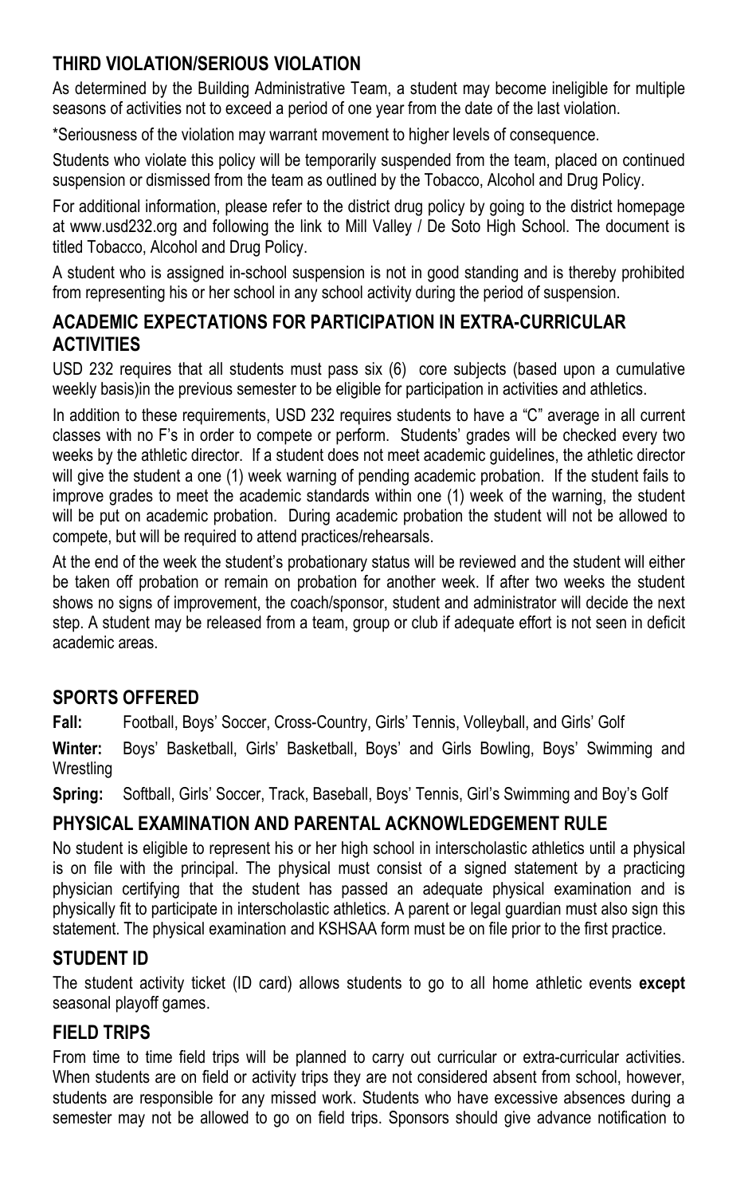## THIRD VIOLATION/SERIOUS VIOLATION

As determined by the Building Administrative Team, a student may become ineligible for multiple seasons of activities not to exceed a period of one year from the date of the last violation.

*Seriousness of the violation may warrant movement to higher levels of consequence.

Students who violate this policy will be temporarily suspended from the team, placed on continued suspension or dismissed from the team as outlined by the Tobacco, Alcohol and Drug Policy.

For additional information, please refer to the district drug policy by going to the district homepage at www.usd232.org and following the link to Mill Valley / De Soto High School. The document is titled Tobacco, Alcohol and Drug Policy.

A student who is assigned in-school suspension is not in good standing and is thereby prohibited from representing his or her school in any school activity during the period of suspension.

## ACADEMIC EXPECTATIONS FOR PARTICIPATION IN EXTRA-CURRICULAR ACTIVITIES

USD 232 requires that all students must pass six (6) core subjects (based upon a cumulative weekly basis)in the previous semester to be eligible for participation in activities and athletics.

In addition to these requirements, USD 232 requires students to have a "C" average in all current classes with no F's in order to compete or perform. Students' grades will be checked every two weeks by the athletic director. If a student does not meet academic guidelines, the athletic director will give the student a one (1) week warning of pending academic probation. If the student fails to improve grades to meet the academic standards within one (1) week of the warning, the student will be put on academic probation. During academic probation the student will not be allowed to compete, but will be required to attend practices/rehearsals.

At the end of the week the student's probationary status will be reviewed and the student will either be taken off probation or remain on probation for another week. If after two weeks the student shows no signs of improvement, the coach/sponsor, student and administrator will decide the next step. A student may be released from a team, group or club if adequate effort is not seen in deficit academic areas.

## SPORTS OFFERED

**Fall:** Football, Boys' Soccer, Cross-Country, Girls' Tennis, Volleyball, and Girls' Golf

**Winter:** Boys' Basketball, Girls' Basketball, Boys' and Girls Bowling, Boys' Swimming and Wrestling

**Spring:** Softball, Girls' Soccer, Track, Baseball, Boys' Tennis, Girl's Swimming and Boy's Golf

## PHYSICAL EXAMINATION AND PARENTAL ACKNOWLEDGEMENT RULE

No student is eligible to represent his or her high school in interscholastic athletics until a physical is on file with the principal. The physical must consist of a signed statement by a practicing physician certifying that the student has passed an adequate physical examination and is physically fit to participate in interscholastic athletics. A parent or legal guardian must also sign this statement. The physical examination and KSHSAA form must be on file prior to the first practice.

## STUDENT ID

The student activity ticket (ID card) allows students to go to all home athletic events **except** seasonal playoff games.

## FIELD TRIPS

From time to time field trips will be planned to carry out curricular or extra-curricular activities. When students are on field or activity trips they are not considered absent from school, however, students are responsible for any missed work. Students who have excessive absences during a semester may not be allowed to go on field trips. Sponsors should give advance notification to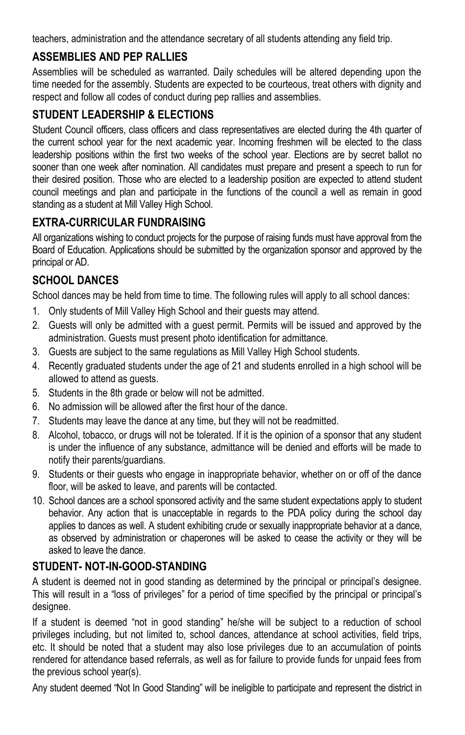teachers, administration and the attendance secretary of all students attending any field trip.

## ASSEMBLIES AND PEP RALLIES

Assemblies will be scheduled as warranted. Daily schedules will be altered depending upon the time needed for the assembly. Students are expected to be courteous, treat others with dignity and respect and follow all codes of conduct during pep rallies and assemblies.

## STUDENT LEADERSHIP & ELECTIONS

Student Council officers, class officers and class representatives are elected during the 4th quarter of the current school year for the next academic year. Incoming freshmen will be elected to the class leadership positions within the first two weeks of the school year. Elections are by secret ballot no sooner than one week after nomination. All candidates must prepare and present a speech to run for their desired position. Those who are elected to a leadership position are expected to attend student council meetings and plan and participate in the functions of the council a well as remain in good standing as a student at Mill Valley High School.

## EXTRA-CURRICULAR FUNDRAISING

All organizations wishing to conduct projects for the purpose of raising funds must have approval from the Board of Education. Applications should be submitted by the organization sponsor and approved by the principal or AD.

## SCHOOL DANCES

School dances may be held from time to time. The following rules will apply to all school dances:

1. Only students of Mill Valley High School and their guests may attend.
2. Guests will only be admitted with a guest permit. Permits will be issued and approved by the administration. Guests must present photo identification for admittance.
3. Guests are subject to the same regulations as Mill Valley High School students.
4. Recently graduated students under the age of 21 and students enrolled in a high school will be allowed to attend as guests.
5. Students in the 8th grade or below will not be admitted.
6. No admission will be allowed after the first hour of the dance.
7. Students may leave the dance at any time, but they will not be readmitted.
8. Alcohol, tobacco, or drugs will not be tolerated. If it is the opinion of a sponsor that any student is under the influence of any substance, admittance will be denied and efforts will be made to notify their parents/guardians.
9. Students or their guests who engage in inappropriate behavior, whether on or off of the dance floor, will be asked to leave, and parents will be contacted.
10. School dances are a school sponsored activity and the same student expectations apply to student behavior. Any action that is unacceptable in regards to the PDA policy during the school day applies to dances as well. A student exhibiting crude or sexually inappropriate behavior at a dance, as observed by administration or chaperones will be asked to cease the activity or they will be asked to leave the dance.

## STUDENT- NOT-IN-GOOD-STANDING

A student is deemed not in good standing as determined by the principal or principal's designee. This will result in a "loss of privileges" for a period of time specified by the principal or principal's designee.

If a student is deemed "not in good standing" he/she will be subject to a reduction of school privileges including, but not limited to, school dances, attendance at school activities, field trips, etc. It should be noted that a student may also lose privileges due to an accumulation of points rendered for attendance based referrals, as well as for failure to provide funds for unpaid fees from the previous school year(s).

Any student deemed "Not In Good Standing" will be ineligible to participate and represent the district in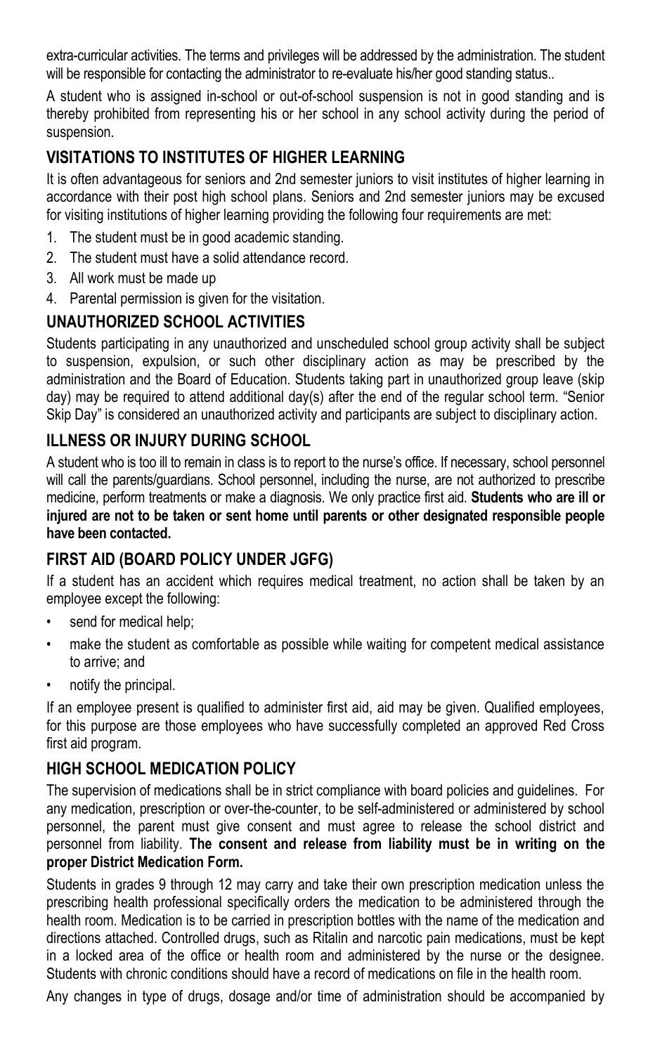extra-curricular activities. The terms and privileges will be addressed by the administration. The student will be responsible for contacting the administrator to re-evaluate his/her good standing status..

A student who is assigned in-school or out-of-school suspension is not in good standing and is thereby prohibited from representing his or her school in any school activity during the period of suspension.

## VISITATIONS TO INSTITUTES OF HIGHER LEARNING

It is often advantageous for seniors and 2nd semester juniors to visit institutes of higher learning in accordance with their post high school plans. Seniors and 2nd semester juniors may be excused for visiting institutions of higher learning providing the following four requirements are met:

1. The student must be in good academic standing.
2. The student must have a solid attendance record.
3. All work must be made up
4. Parental permission is given for the visitation.

## UNAUTHORIZED SCHOOL ACTIVITIES

Students participating in any unauthorized and unscheduled school group activity shall be subject to suspension, expulsion, or such other disciplinary action as may be prescribed by the administration and the Board of Education. Students taking part in unauthorized group leave (skip day) may be required to attend additional day(s) after the end of the regular school term. "Senior Skip Day" is considered an unauthorized activity and participants are subject to disciplinary action.

## ILLNESS OR INJURY DURING SCHOOL

A student who is too ill to remain in class is to report to the nurse's office. If necessary, school personnel will call the parents/guardians. School personnel, including the nurse, are not authorized to prescribe medicine, perform treatments or make a diagnosis. We only practice first aid. **Students who are ill or injured are not to be taken or sent home until parents or other designated responsible people have been contacted.**

## FIRST AID (BOARD POLICY UNDER JGFG)

If a student has an accident which requires medical treatment, no action shall be taken by an employee except the following:

- send for medical help;
- make the student as comfortable as possible while waiting for competent medical assistance to arrive; and
- notify the principal.

If an employee present is qualified to administer first aid, aid may be given. Qualified employees, for this purpose are those employees who have successfully completed an approved Red Cross first aid program.

## HIGH SCHOOL MEDICATION POLICY

The supervision of medications shall be in strict compliance with board policies and guidelines. For any medication, prescription or over-the-counter, to be self-administered or administered by school personnel, the parent must give consent and must agree to release the school district and personnel from liability. **The consent and release from liability must be in writing on the proper District Medication Form.**

Students in grades 9 through 12 may carry and take their own prescription medication unless the prescribing health professional specifically orders the medication to be administered through the health room. Medication is to be carried in prescription bottles with the name of the medication and directions attached. Controlled drugs, such as Ritalin and narcotic pain medications, must be kept in a locked area of the office or health room and administered by the nurse or the designee. Students with chronic conditions should have a record of medications on file in the health room.

Any changes in type of drugs, dosage and/or time of administration should be accompanied by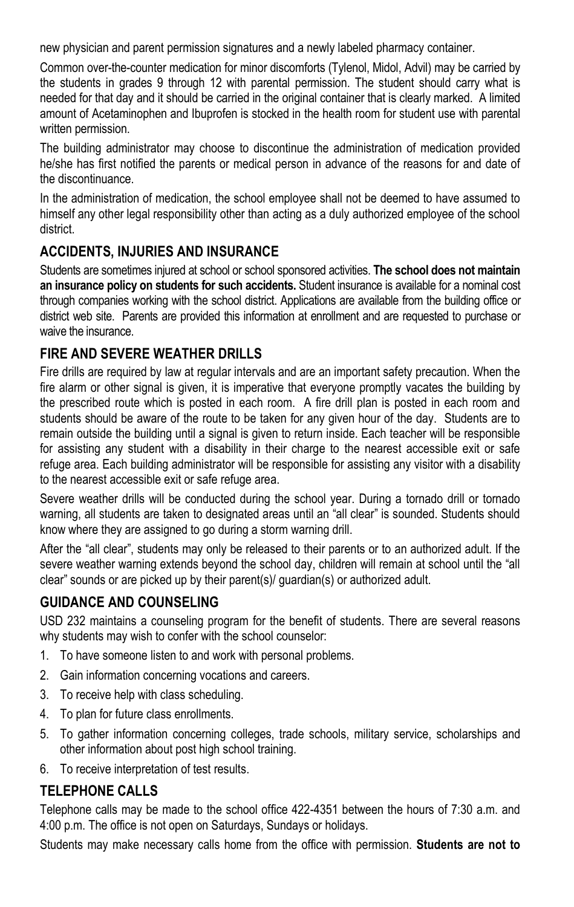new physician and parent permission signatures and a newly labeled pharmacy container.

Common over-the-counter medication for minor discomforts (Tylenol, Midol, Advil) may be carried by the students in grades 9 through 12 with parental permission. The student should carry what is needed for that day and it should be carried in the original container that is clearly marked. A limited amount of Acetaminophen and Ibuprofen is stocked in the health room for student use with parental written permission.

The building administrator may choose to discontinue the administration of medication provided he/she has first notified the parents or medical person in advance of the reasons for and date of the discontinuance.

In the administration of medication, the school employee shall not be deemed to have assumed to himself any other legal responsibility other than acting as a duly authorized employee of the school district.

## ACCIDENTS, INJURIES AND INSURANCE

Students are sometimes injured at school or school sponsored activities. **The school does not maintain an insurance policy on students for such accidents.** Student insurance is available for a nominal cost through companies working with the school district. Applications are available from the building office or district web site. Parents are provided this information at enrollment and are requested to purchase or waive the insurance.

## FIRE AND SEVERE WEATHER DRILLS

Fire drills are required by law at regular intervals and are an important safety precaution. When the fire alarm or other signal is given, it is imperative that everyone promptly vacates the building by the prescribed route which is posted in each room. A fire drill plan is posted in each room and students should be aware of the route to be taken for any given hour of the day. Students are to remain outside the building until a signal is given to return inside. Each teacher will be responsible for assisting any student with a disability in their charge to the nearest accessible exit or safe refuge area. Each building administrator will be responsible for assisting any visitor with a disability to the nearest accessible exit or safe refuge area.

Severe weather drills will be conducted during the school year. During a tornado drill or tornado warning, all students are taken to designated areas until an "all clear" is sounded. Students should know where they are assigned to go during a storm warning drill.

After the "all clear", students may only be released to their parents or to an authorized adult. If the severe weather warning extends beyond the school day, children will remain at school until the "all clear" sounds or are picked up by their parent(s)/ guardian(s) or authorized adult.

## GUIDANCE AND COUNSELING

USD 232 maintains a counseling program for the benefit of students. There are several reasons why students may wish to confer with the school counselor:

1. To have someone listen to and work with personal problems.
2. Gain information concerning vocations and careers.
3. To receive help with class scheduling.
4. To plan for future class enrollments.
5. To gather information concerning colleges, trade schools, military service, scholarships and other information about post high school training.
6. To receive interpretation of test results.

## TELEPHONE CALLS

Telephone calls may be made to the school office 422-4351 between the hours of 7:30 a.m. and 4:00 p.m. The office is not open on Saturdays, Sundays or holidays.

Students may make necessary calls home from the office with permission. **Students are not to**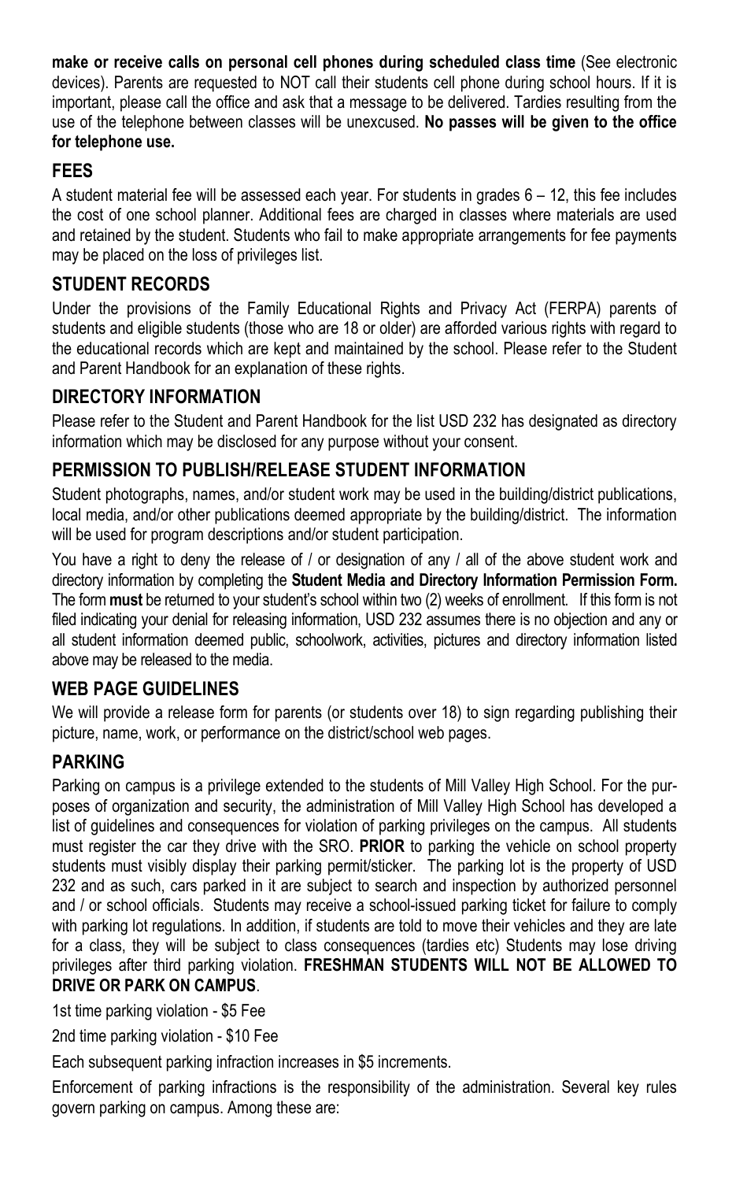**make or receive calls on personal cell phones during scheduled class time** (See electronic devices). Parents are requested to NOT call their students cell phone during school hours. If it is important, please call the office and ask that a message to be delivered. Tardies resulting from the use of the telephone between classes will be unexcused. **No passes will be given to the office for telephone use.**

## FEES

A student material fee will be assessed each year. For students in grades 6 – 12, this fee includes the cost of one school planner. Additional fees are charged in classes where materials are used and retained by the student. Students who fail to make appropriate arrangements for fee payments may be placed on the loss of privileges list.

## STUDENT RECORDS

Under the provisions of the Family Educational Rights and Privacy Act (FERPA) parents of students and eligible students (those who are 18 or older) are afforded various rights with regard to the educational records which are kept and maintained by the school. Please refer to the Student and Parent Handbook for an explanation of these rights.

## DIRECTORY INFORMATION

Please refer to the Student and Parent Handbook for the list USD 232 has designated as directory information which may be disclosed for any purpose without your consent.

## PERMISSION TO PUBLISH/RELEASE STUDENT INFORMATION

Student photographs, names, and/or student work may be used in the building/district publications, local media, and/or other publications deemed appropriate by the building/district. The information will be used for program descriptions and/or student participation.

You have a right to deny the release of / or designation of any / all of the above student work and directory information by completing the **Student Media and Directory Information Permission Form.** The form **must** be returned to your student's school within two (2) weeks of enrollment. If this form is not filed indicating your denial for releasing information, USD 232 assumes there is no objection and any or all student information deemed public, schoolwork, activities, pictures and directory information listed above may be released to the media.

## WEB PAGE GUIDELINES

We will provide a release form for parents (or students over 18) to sign regarding publishing their picture, name, work, or performance on the district/school web pages.

## PARKING

Parking on campus is a privilege extended to the students of Mill Valley High School. For the purposes of organization and security, the administration of Mill Valley High School has developed a list of guidelines and consequences for violation of parking privileges on the campus. All students must register the car they drive with the SRO. **PRIOR** to parking the vehicle on school property students must visibly display their parking permit/sticker. The parking lot is the property of USD 232 and as such, cars parked in it are subject to search and inspection by authorized personnel and / or school officials. Students may receive a school-issued parking ticket for failure to comply with parking lot regulations. In addition, if students are told to move their vehicles and they are late for a class, they will be subject to class consequences (tardies etc) Students may lose driving privileges after third parking violation. **FRESHMAN STUDENTS WILL NOT BE ALLOWED TO DRIVE OR PARK ON CAMPUS**.

1st time parking violation - $5 Fee

2nd time parking violation - $10 Fee

Each subsequent parking infraction increases in $5 increments.

Enforcement of parking infractions is the responsibility of the administration. Several key rules govern parking on campus. Among these are: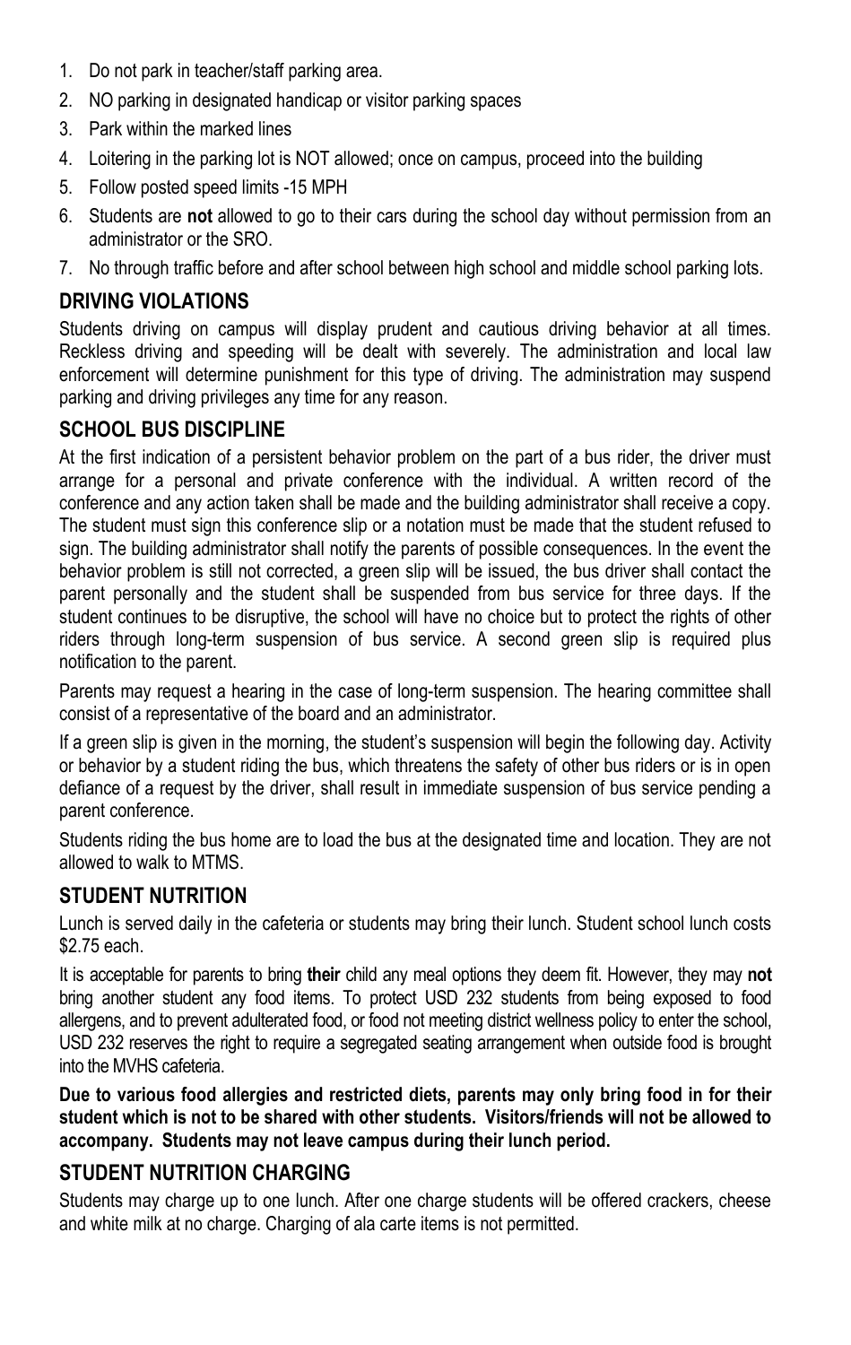1. Do not park in teacher/staff parking area.
2. NO parking in designated handicap or visitor parking spaces
3. Park within the marked lines
4. Loitering in the parking lot is NOT allowed; once on campus, proceed into the building
5. Follow posted speed limits -15 MPH
6. Students are **not** allowed to go to their cars during the school day without permission from an administrator or the SRO.
7. No through traffic before and after school between high school and middle school parking lots.

## DRIVING VIOLATIONS

Students driving on campus will display prudent and cautious driving behavior at all times. Reckless driving and speeding will be dealt with severely. The administration and local law enforcement will determine punishment for this type of driving. The administration may suspend parking and driving privileges any time for any reason.

## SCHOOL BUS DISCIPLINE

At the first indication of a persistent behavior problem on the part of a bus rider, the driver must arrange for a personal and private conference with the individual. A written record of the conference and any action taken shall be made and the building administrator shall receive a copy. The student must sign this conference slip or a notation must be made that the student refused to sign. The building administrator shall notify the parents of possible consequences. In the event the behavior problem is still not corrected, a green slip will be issued, the bus driver shall contact the parent personally and the student shall be suspended from bus service for three days. If the student continues to be disruptive, the school will have no choice but to protect the rights of other riders through long-term suspension of bus service. A second green slip is required plus notification to the parent.

Parents may request a hearing in the case of long-term suspension. The hearing committee shall consist of a representative of the board and an administrator.

If a green slip is given in the morning, the student's suspension will begin the following day. Activity or behavior by a student riding the bus, which threatens the safety of other bus riders or is in open defiance of a request by the driver, shall result in immediate suspension of bus service pending a parent conference.

Students riding the bus home are to load the bus at the designated time and location. They are not allowed to walk to MTMS.

## STUDENT NUTRITION

Lunch is served daily in the cafeteria or students may bring their lunch. Student school lunch costs $2.75 each.

It is acceptable for parents to bring **their** child any meal options they deem fit. However, they may **not** bring another student any food items. To protect USD 232 students from being exposed to food allergens, and to prevent adulterated food, or food not meeting district wellness policy to enter the school, USD 232 reserves the right to require a segregated seating arrangement when outside food is brought into the MVHS cafeteria.

**Due to various food allergies and restricted diets, parents may only bring food in for their student which is not to be shared with other students. Visitors/friends will not be allowed to accompany. Students may not leave campus during their lunch period.**

## STUDENT NUTRITION CHARGING

Students may charge up to one lunch. After one charge students will be offered crackers, cheese and white milk at no charge. Charging of ala carte items is not permitted.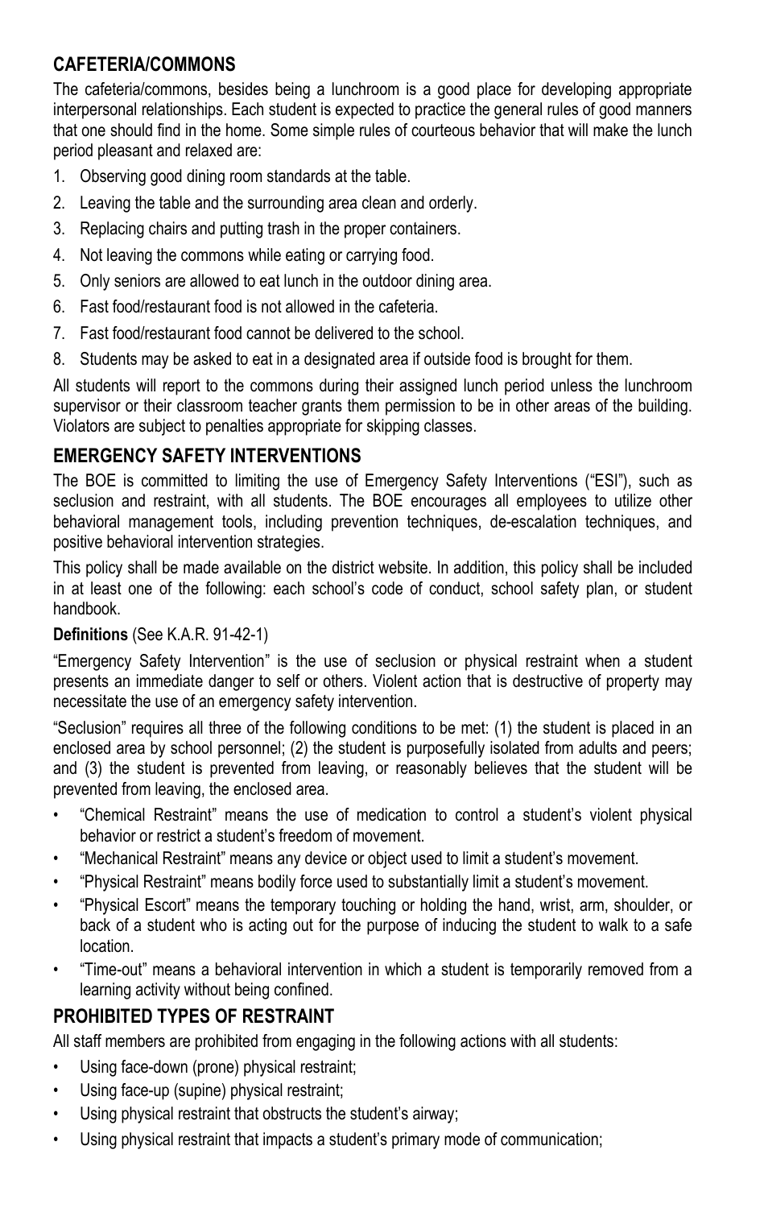## CAFETERIA/COMMONS

The cafeteria/commons, besides being a lunchroom is a good place for developing appropriate interpersonal relationships. Each student is expected to practice the general rules of good manners that one should find in the home. Some simple rules of courteous behavior that will make the lunch period pleasant and relaxed are:

1. Observing good dining room standards at the table.
2. Leaving the table and the surrounding area clean and orderly.
3. Replacing chairs and putting trash in the proper containers.
4. Not leaving the commons while eating or carrying food.
5. Only seniors are allowed to eat lunch in the outdoor dining area.
6. Fast food/restaurant food is not allowed in the cafeteria.
7. Fast food/restaurant food cannot be delivered to the school.
8. Students may be asked to eat in a designated area if outside food is brought for them.

All students will report to the commons during their assigned lunch period unless the lunchroom supervisor or their classroom teacher grants them permission to be in other areas of the building. Violators are subject to penalties appropriate for skipping classes.

## EMERGENCY SAFETY INTERVENTIONS

The BOE is committed to limiting the use of Emergency Safety Interventions ("ESI"), such as seclusion and restraint, with all students. The BOE encourages all employees to utilize other behavioral management tools, including prevention techniques, de-escalation techniques, and positive behavioral intervention strategies.

This policy shall be made available on the district website. In addition, this policy shall be included in at least one of the following: each school's code of conduct, school safety plan, or student handbook.

**Definitions** (See K.A.R. 91-42-1)

"Emergency Safety Intervention" is the use of seclusion or physical restraint when a student presents an immediate danger to self or others. Violent action that is destructive of property may necessitate the use of an emergency safety intervention.

"Seclusion" requires all three of the following conditions to be met: (1) the student is placed in an enclosed area by school personnel; (2) the student is purposefully isolated from adults and peers; and (3) the student is prevented from leaving, or reasonably believes that the student will be prevented from leaving, the enclosed area.

- "Chemical Restraint" means the use of medication to control a student's violent physical behavior or restrict a student's freedom of movement.
- "Mechanical Restraint" means any device or object used to limit a student's movement.
- "Physical Restraint" means bodily force used to substantially limit a student's movement.
- "Physical Escort" means the temporary touching or holding the hand, wrist, arm, shoulder, or back of a student who is acting out for the purpose of inducing the student to walk to a safe location.
- "Time-out" means a behavioral intervention in which a student is temporarily removed from a learning activity without being confined.

## PROHIBITED TYPES OF RESTRAINT

All staff members are prohibited from engaging in the following actions with all students:

- Using face-down (prone) physical restraint;
- Using face-up (supine) physical restraint;
- Using physical restraint that obstructs the student's airway;
- Using physical restraint that impacts a student's primary mode of communication;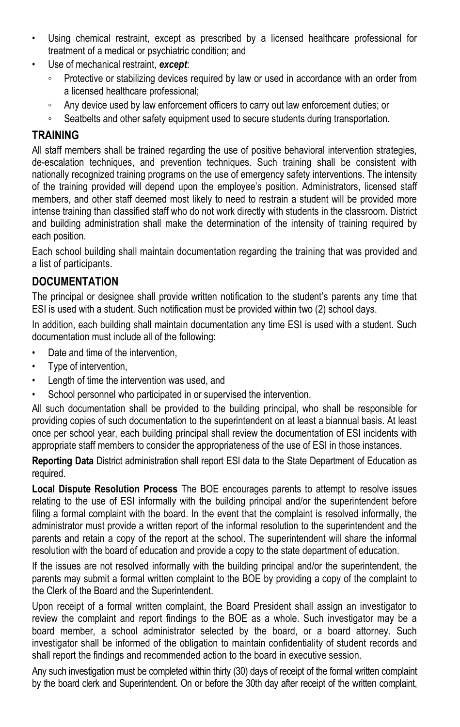- Using chemical restraint, except as prescribed by a licensed healthcare professional for treatment of a medical or psychiatric condition; and
- Use of mechanical restraint, ***except***:
  - Protective or stabilizing devices required by law or used in accordance with an order from a licensed healthcare professional;
  - Any device used by law enforcement officers to carry out law enforcement duties; or
  - Seatbelts and other safety equipment used to secure students during transportation.

## TRAINING

All staff members shall be trained regarding the use of positive behavioral intervention strategies, de-escalation techniques, and prevention techniques. Such training shall be consistent with nationally recognized training programs on the use of emergency safety interventions. The intensity of the training provided will depend upon the employee's position. Administrators, licensed staff members, and other staff deemed most likely to need to restrain a student will be provided more intense training than classified staff who do not work directly with students in the classroom. District and building administration shall make the determination of the intensity of training required by each position.

Each school building shall maintain documentation regarding the training that was provided and a list of participants.

## DOCUMENTATION

The principal or designee shall provide written notification to the student's parents any time that ESI is used with a student. Such notification must be provided within two (2) school days.

In addition, each building shall maintain documentation any time ESI is used with a student. Such documentation must include all of the following:

- Date and time of the intervention,
- Type of intervention,
- Length of time the intervention was used, and
- School personnel who participated in or supervised the intervention.

All such documentation shall be provided to the building principal, who shall be responsible for providing copies of such documentation to the superintendent on at least a biannual basis. At least once per school year, each building principal shall review the documentation of ESI incidents with appropriate staff members to consider the appropriateness of the use of ESI in those instances.

**Reporting Data** District administration shall report ESI data to the State Department of Education as required.

**Local Dispute Resolution Process** The BOE encourages parents to attempt to resolve issues relating to the use of ESI informally with the building principal and/or the superintendent before filing a formal complaint with the board. In the event that the complaint is resolved informally, the administrator must provide a written report of the informal resolution to the superintendent and the parents and retain a copy of the report at the school. The superintendent will share the informal resolution with the board of education and provide a copy to the state department of education.

If the issues are not resolved informally with the building principal and/or the superintendent, the parents may submit a formal written complaint to the BOE by providing a copy of the complaint to the Clerk of the Board and the Superintendent.

Upon receipt of a formal written complaint, the Board President shall assign an investigator to review the complaint and report findings to the BOE as a whole. Such investigator may be a board member, a school administrator selected by the board, or a board attorney. Such investigator shall be informed of the obligation to maintain confidentiality of student records and shall report the findings and recommended action to the board in executive session.

Any such investigation must be completed within thirty (30) days of receipt of the formal written complaint by the board clerk and Superintendent. On or before the 30th day after receipt of the written complaint,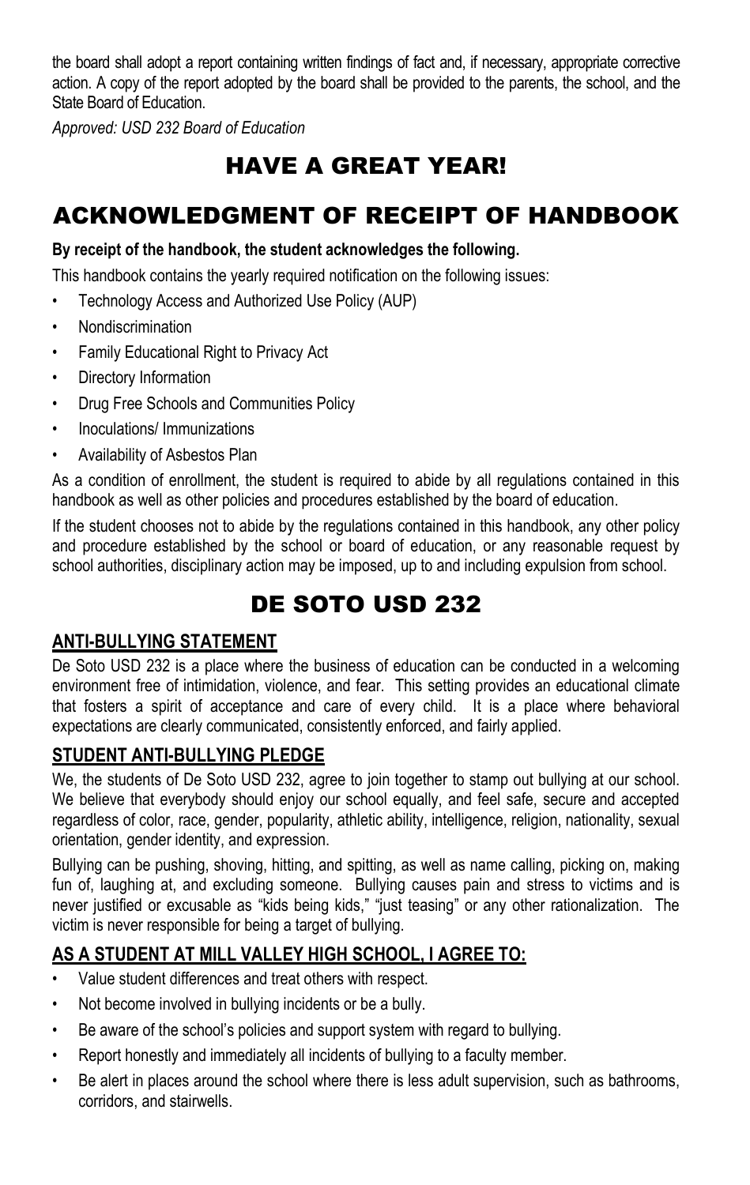the board shall adopt a report containing written findings of fact and, if necessary, appropriate corrective action. A copy of the report adopted by the board shall be provided to the parents, the school, and the State Board of Education.

*Approved: USD 232 Board of Education*

# HAVE A GREAT YEAR!

# ACKNOWLEDGMENT OF RECEIPT OF HANDBOOK

**By receipt of the handbook, the student acknowledges the following.**

This handbook contains the yearly required notification on the following issues:

- Technology Access and Authorized Use Policy (AUP)
- Nondiscrimination
- Family Educational Right to Privacy Act
- Directory Information
- Drug Free Schools and Communities Policy
- Inoculations/ Immunizations
- Availability of Asbestos Plan

As a condition of enrollment, the student is required to abide by all regulations contained in this handbook as well as other policies and procedures established by the board of education.

If the student chooses not to abide by the regulations contained in this handbook, any other policy and procedure established by the school or board of education, or any reasonable request by school authorities, disciplinary action may be imposed, up to and including expulsion from school.

# DE SOTO USD 232

## ANTI-BULLYING STATEMENT

De Soto USD 232 is a place where the business of education can be conducted in a welcoming environment free of intimidation, violence, and fear. This setting provides an educational climate that fosters a spirit of acceptance and care of every child. It is a place where behavioral expectations are clearly communicated, consistently enforced, and fairly applied.

## STUDENT ANTI-BULLYING PLEDGE

We, the students of De Soto USD 232, agree to join together to stamp out bullying at our school. We believe that everybody should enjoy our school equally, and feel safe, secure and accepted regardless of color, race, gender, popularity, athletic ability, intelligence, religion, nationality, sexual orientation, gender identity, and expression.

Bullying can be pushing, shoving, hitting, and spitting, as well as name calling, picking on, making fun of, laughing at, and excluding someone. Bullying causes pain and stress to victims and is never justified or excusable as "kids being kids," "just teasing" or any other rationalization. The victim is never responsible for being a target of bullying.

## AS A STUDENT AT MILL VALLEY HIGH SCHOOL, I AGREE TO:

- Value student differences and treat others with respect.
- Not become involved in bullying incidents or be a bully.
- Be aware of the school's policies and support system with regard to bullying.
- Report honestly and immediately all incidents of bullying to a faculty member.
- Be alert in places around the school where there is less adult supervision, such as bathrooms, corridors, and stairwells.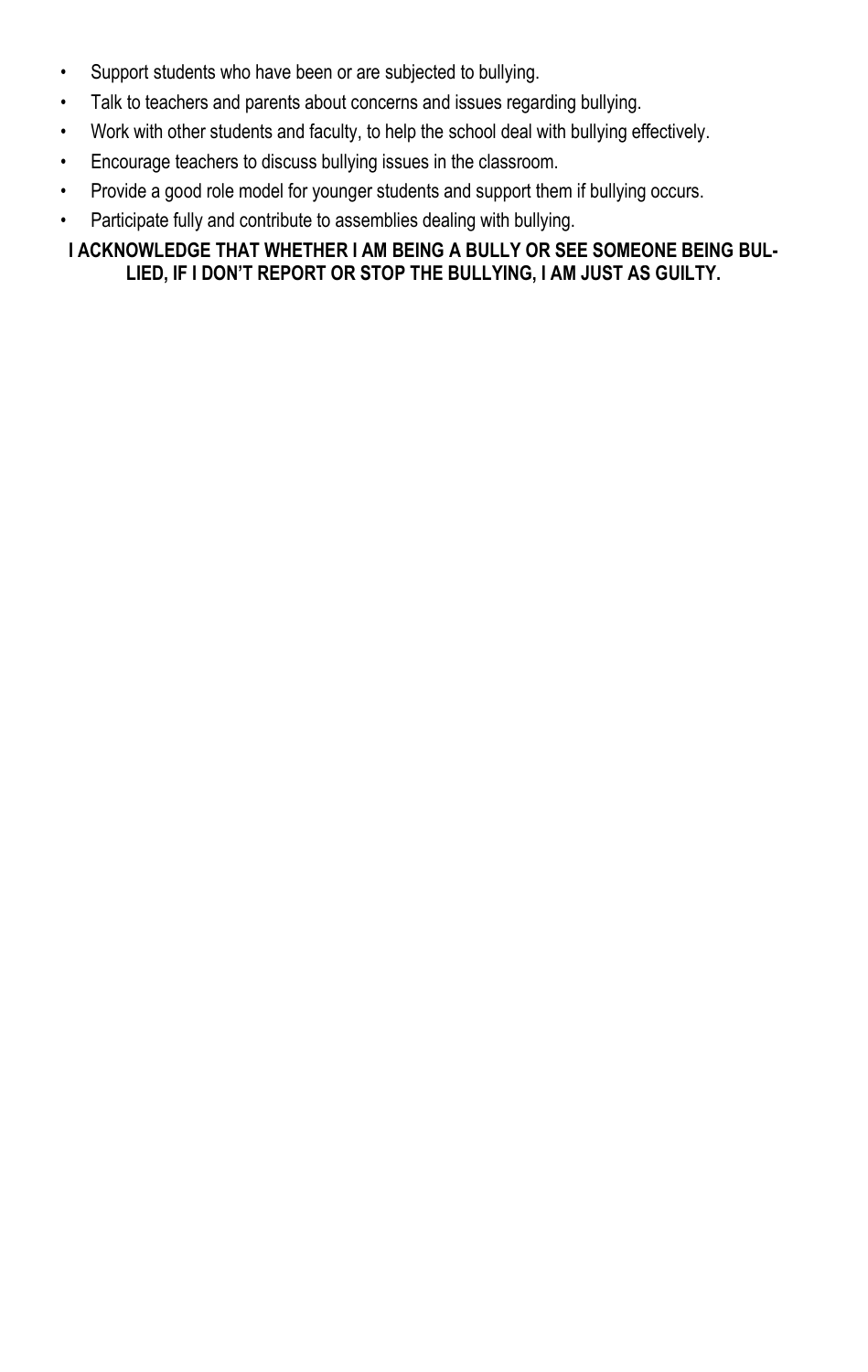- Support students who have been or are subjected to bullying.
- Talk to teachers and parents about concerns and issues regarding bullying.
- Work with other students and faculty, to help the school deal with bullying effectively.
- Encourage teachers to discuss bullying issues in the classroom.
- Provide a good role model for younger students and support them if bullying occurs.
- Participate fully and contribute to assemblies dealing with bullying.

**I ACKNOWLEDGE THAT WHETHER I AM BEING A BULLY OR SEE SOMEONE BEING BULLIED, IF I DON'T REPORT OR STOP THE BULLYING, I AM JUST AS GUILTY.**